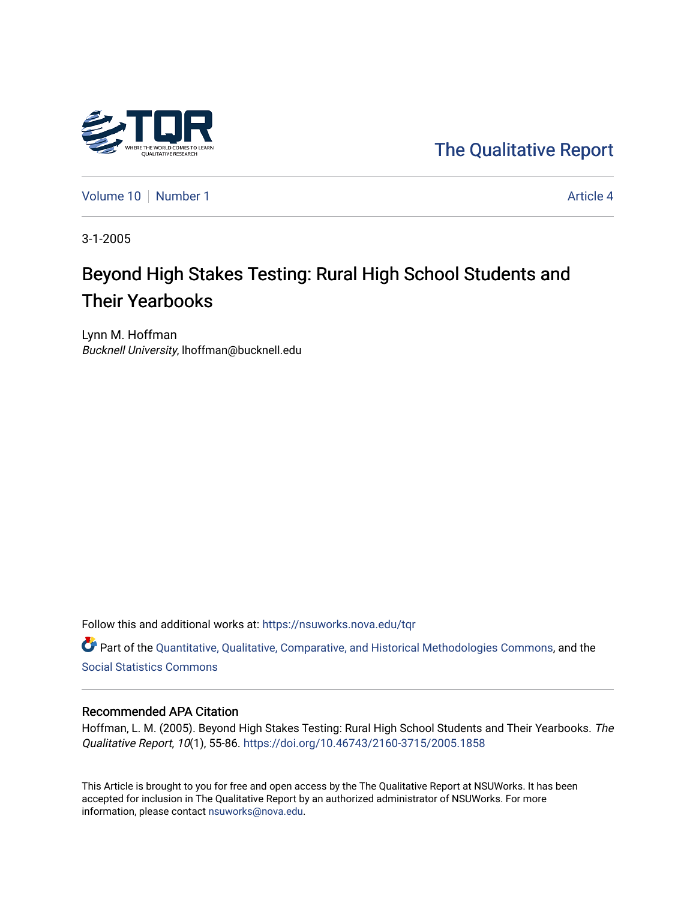The Qualitative Report

Volume 10 | Number 1 | Article 4

3-1-2005

# Beyond High Stakes Testing: Rural High School Students and Their Yearbooks

Lynn M. Hoffman
*Bucknell University*, lhoffman@bucknell.edu

Follow this and additional works at: https://nsuworks.nova.edu/tqr

Part of the Quantitative, Qualitative, Comparative, and Historical Methodologies Commons, and the Social Statistics Commons

### Recommended APA Citation

Hoffman, L. M. (2005). Beyond High Stakes Testing: Rural High School Students and Their Yearbooks. *The Qualitative Report*, *10*(1), 55-86. https://doi.org/10.46743/2160-3715/2005.1858

This Article is brought to you for free and open access by the The Qualitative Report at NSUWorks. It has been accepted for inclusion in The Qualitative Report by an authorized administrator of NSUWorks. For more information, please contact nsuworks@nova.edu.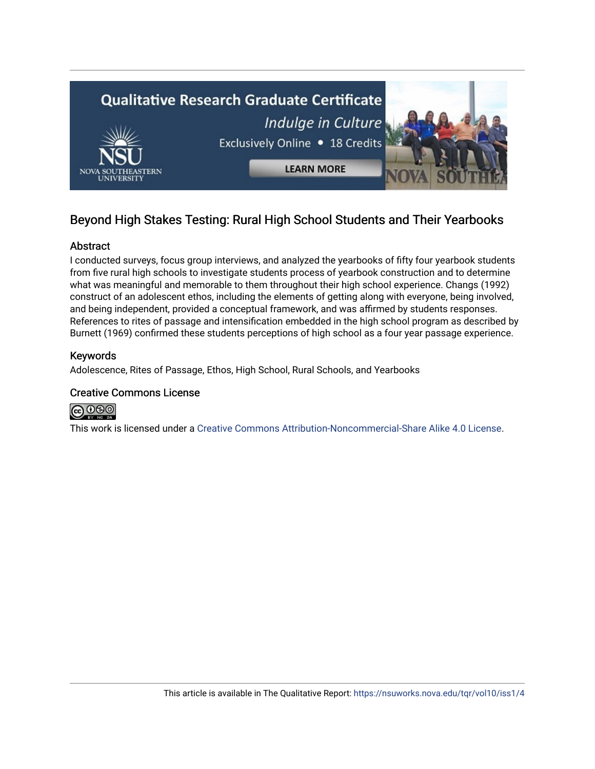# Beyond High Stakes Testing: Rural High School Students and Their Yearbooks

## Abstract

I conducted surveys, focus group interviews, and analyzed the yearbooks of fifty four yearbook students from five rural high schools to investigate students process of yearbook construction and to determine what was meaningful and memorable to them throughout their high school experience. Changs (1992) construct of an adolescent ethos, including the elements of getting along with everyone, being involved, and being independent, provided a conceptual framework, and was affirmed by students responses. References to rites of passage and intensification embedded in the high school program as described by Burnett (1969) confirmed these students perceptions of high school as a four year passage experience.

## Keywords

Adolescence, Rites of Passage, Ethos, High School, Rural Schools, and Yearbooks

## Creative Commons License

This work is licensed under a Creative Commons Attribution-Noncommercial-Share Alike 4.0 License.

This article is available in The Qualitative Report: https://nsuworks.nova.edu/tqr/vol10/iss1/4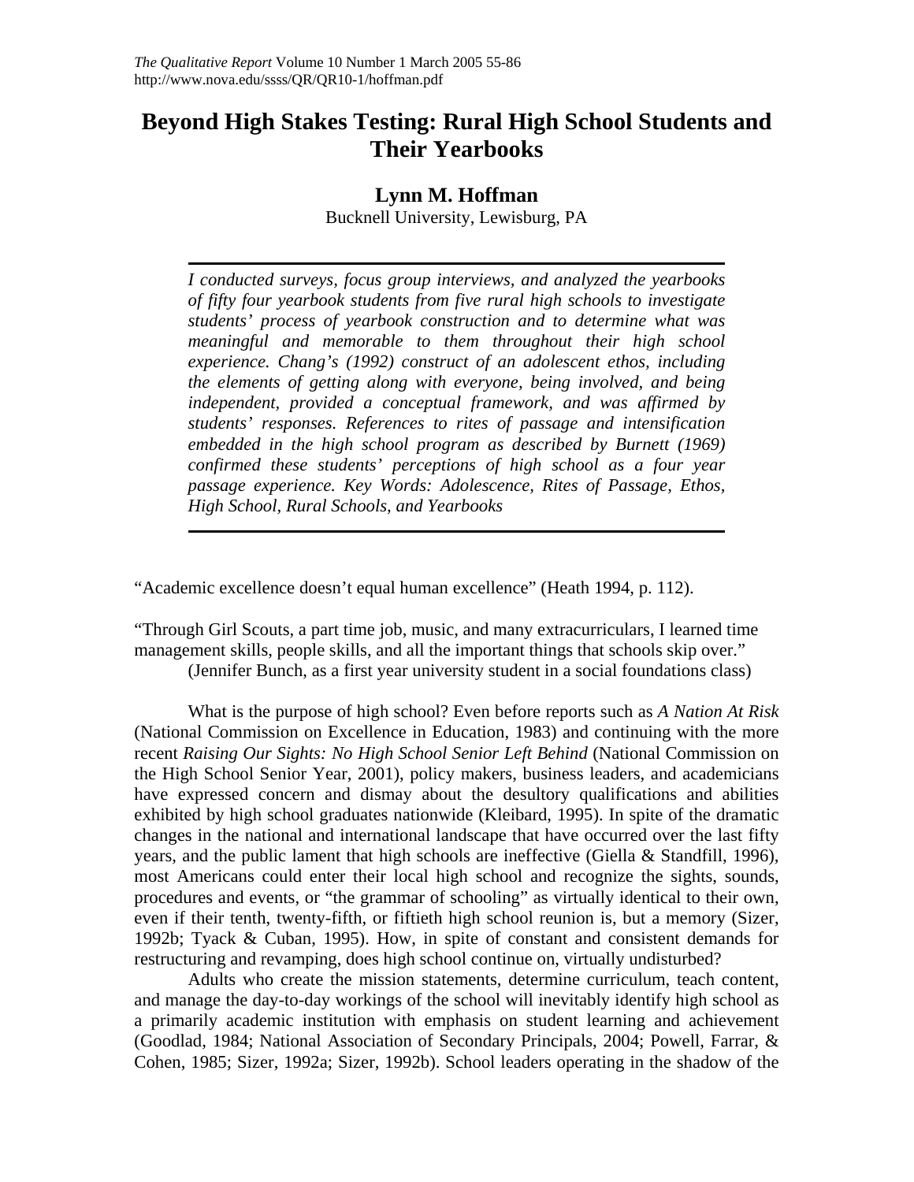# Beyond High Stakes Testing: Rural High School Students and Their Yearbooks

**Lynn M. Hoffman**

Bucknell University, Lewisburg, PA

*I conducted surveys, focus group interviews, and analyzed the yearbooks of fifty four yearbook students from five rural high schools to investigate students' process of yearbook construction and to determine what was meaningful and memorable to them throughout their high school experience. Chang's (1992) construct of an adolescent ethos, including the elements of getting along with everyone, being involved, and being independent, provided a conceptual framework, and was affirmed by students' responses. References to rites of passage and intensification embedded in the high school program as described by Burnett (1969) confirmed these students' perceptions of high school as a four year passage experience. Key Words: Adolescence, Rites of Passage, Ethos, High School, Rural Schools, and Yearbooks*

"Academic excellence doesn't equal human excellence" (Heath 1994, p. 112).

"Through Girl Scouts, a part time job, music, and many extracurriculars, I learned time management skills, people skills, and all the important things that schools skip over."
(Jennifer Bunch, as a first year university student in a social foundations class)

What is the purpose of high school? Even before reports such as *A Nation At Risk* (National Commission on Excellence in Education, 1983) and continuing with the more recent *Raising Our Sights: No High School Senior Left Behind* (National Commission on the High School Senior Year, 2001), policy makers, business leaders, and academicians have expressed concern and dismay about the desultory qualifications and abilities exhibited by high school graduates nationwide (Kleibard, 1995). In spite of the dramatic changes in the national and international landscape that have occurred over the last fifty years, and the public lament that high schools are ineffective (Giella & Standfill, 1996), most Americans could enter their local high school and recognize the sights, sounds, procedures and events, or "the grammar of schooling" as virtually identical to their own, even if their tenth, twenty-fifth, or fiftieth high school reunion is, but a memory (Sizer, 1992b; Tyack & Cuban, 1995). How, in spite of constant and consistent demands for restructuring and revamping, does high school continue on, virtually undisturbed?

Adults who create the mission statements, determine curriculum, teach content, and manage the day-to-day workings of the school will inevitably identify high school as a primarily academic institution with emphasis on student learning and achievement (Goodlad, 1984; National Association of Secondary Principals, 2004; Powell, Farrar, & Cohen, 1985; Sizer, 1992a; Sizer, 1992b). School leaders operating in the shadow of the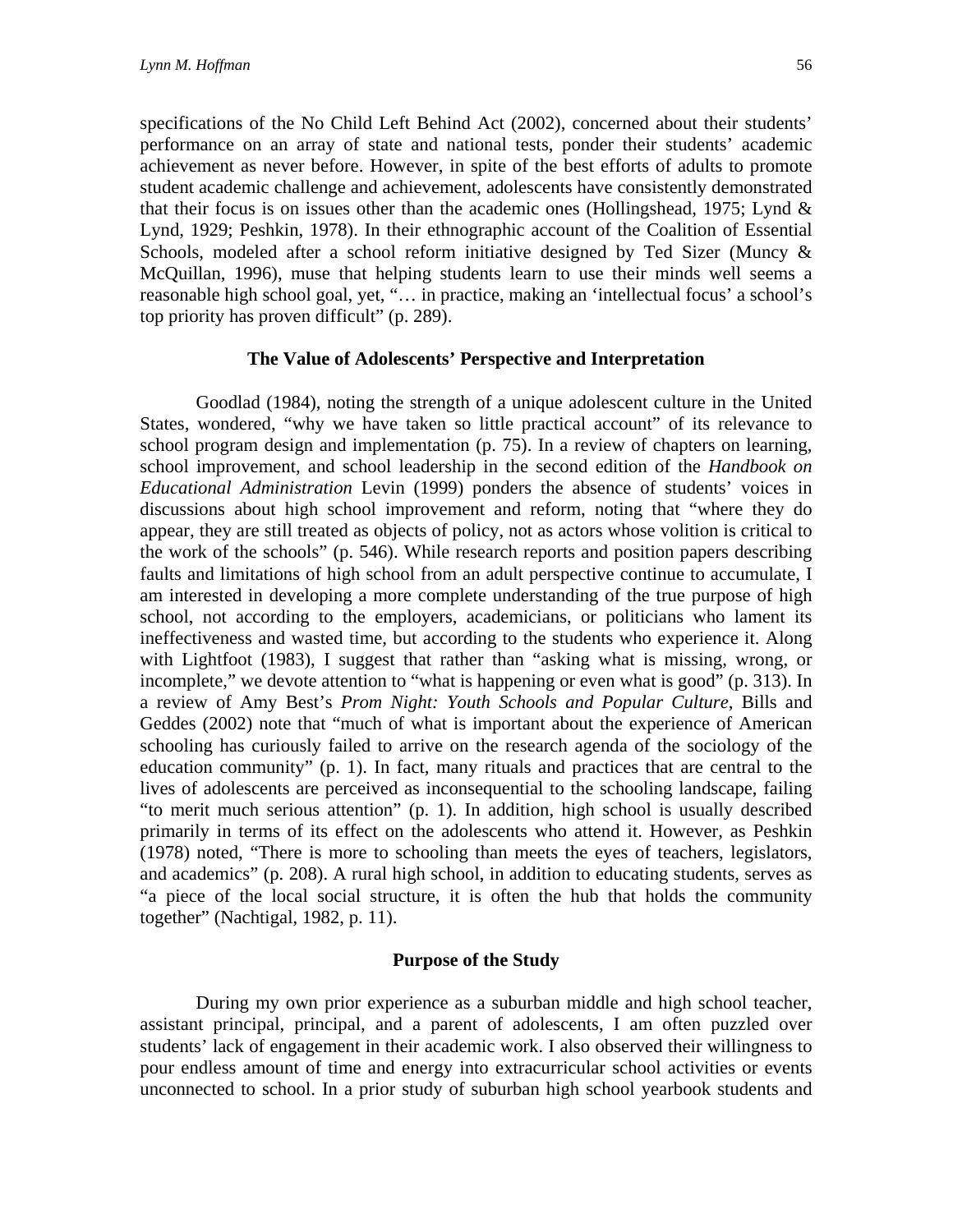specifications of the No Child Left Behind Act (2002), concerned about their students' performance on an array of state and national tests, ponder their students' academic achievement as never before. However, in spite of the best efforts of adults to promote student academic challenge and achievement, adolescents have consistently demonstrated that their focus is on issues other than the academic ones (Hollingshead, 1975; Lynd & Lynd, 1929; Peshkin, 1978). In their ethnographic account of the Coalition of Essential Schools, modeled after a school reform initiative designed by Ted Sizer (Muncy & McQuillan, 1996), muse that helping students learn to use their minds well seems a reasonable high school goal, yet, "… in practice, making an 'intellectual focus' a school's top priority has proven difficult" (p. 289).

## The Value of Adolescents' Perspective and Interpretation

Goodlad (1984), noting the strength of a unique adolescent culture in the United States, wondered, "why we have taken so little practical account" of its relevance to school program design and implementation (p. 75). In a review of chapters on learning, school improvement, and school leadership in the second edition of the *Handbook on Educational Administration* Levin (1999) ponders the absence of students' voices in discussions about high school improvement and reform, noting that "where they do appear, they are still treated as objects of policy, not as actors whose volition is critical to the work of the schools" (p. 546). While research reports and position papers describing faults and limitations of high school from an adult perspective continue to accumulate, I am interested in developing a more complete understanding of the true purpose of high school, not according to the employers, academicians, or politicians who lament its ineffectiveness and wasted time, but according to the students who experience it. Along with Lightfoot (1983), I suggest that rather than "asking what is missing, wrong, or incomplete," we devote attention to "what is happening or even what is good" (p. 313). In a review of Amy Best's *Prom Night: Youth Schools and Popular Culture*, Bills and Geddes (2002) note that "much of what is important about the experience of American schooling has curiously failed to arrive on the research agenda of the sociology of the education community" (p. 1). In fact, many rituals and practices that are central to the lives of adolescents are perceived as inconsequential to the schooling landscape, failing "to merit much serious attention" (p. 1). In addition, high school is usually described primarily in terms of its effect on the adolescents who attend it. However, as Peshkin (1978) noted, "There is more to schooling than meets the eyes of teachers, legislators, and academics" (p. 208). A rural high school, in addition to educating students, serves as "a piece of the local social structure, it is often the hub that holds the community together" (Nachtigal, 1982, p. 11).

## Purpose of the Study

During my own prior experience as a suburban middle and high school teacher, assistant principal, principal, and a parent of adolescents, I am often puzzled over students' lack of engagement in their academic work. I also observed their willingness to pour endless amount of time and energy into extracurricular school activities or events unconnected to school. In a prior study of suburban high school yearbook students and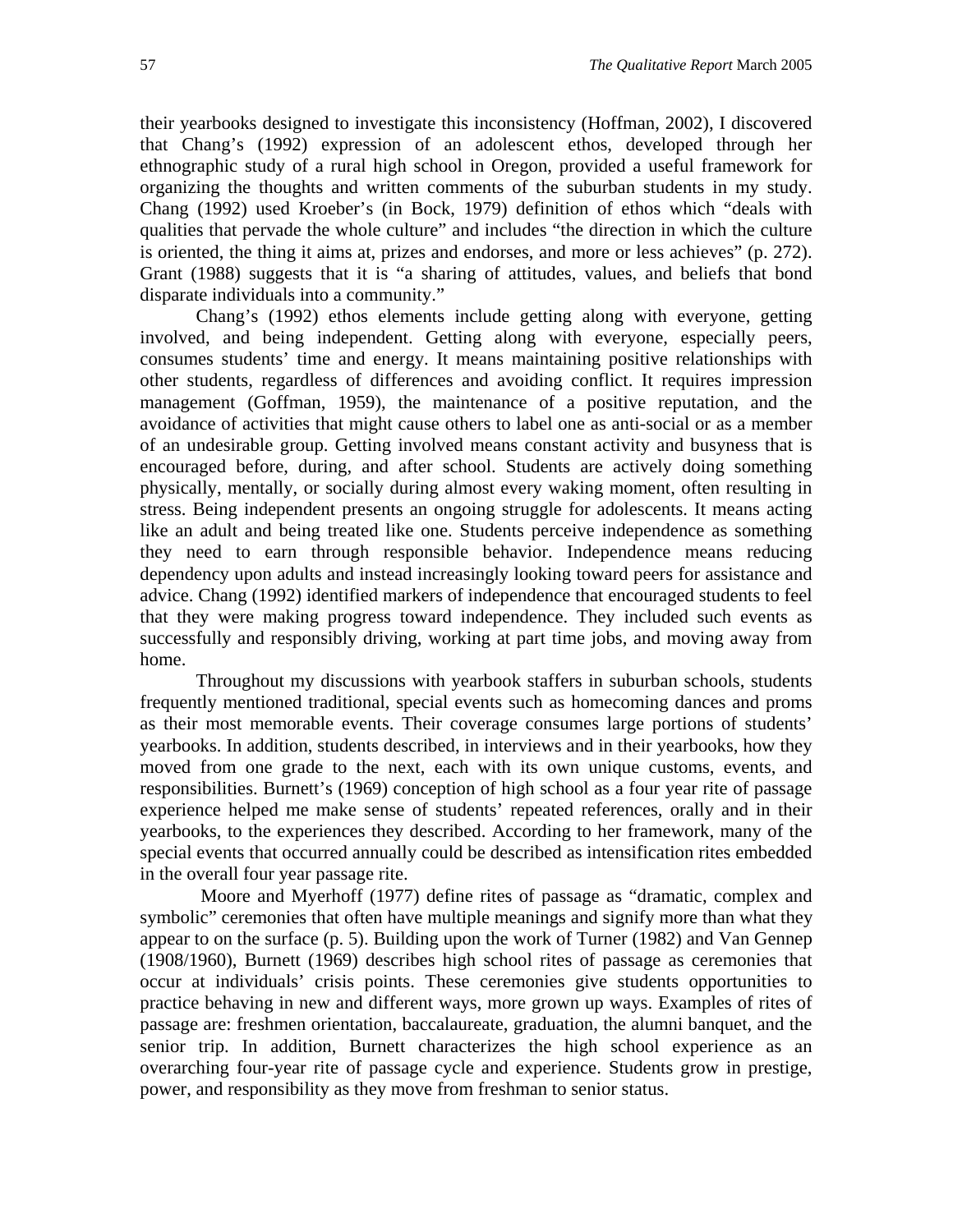their yearbooks designed to investigate this inconsistency (Hoffman, 2002), I discovered that Chang's (1992) expression of an adolescent ethos, developed through her ethnographic study of a rural high school in Oregon, provided a useful framework for organizing the thoughts and written comments of the suburban students in my study. Chang (1992) used Kroeber's (in Bock, 1979) definition of ethos which "deals with qualities that pervade the whole culture" and includes "the direction in which the culture is oriented, the thing it aims at, prizes and endorses, and more or less achieves" (p. 272). Grant (1988) suggests that it is "a sharing of attitudes, values, and beliefs that bond disparate individuals into a community."

Chang's (1992) ethos elements include getting along with everyone, getting involved, and being independent. Getting along with everyone, especially peers, consumes students' time and energy. It means maintaining positive relationships with other students, regardless of differences and avoiding conflict. It requires impression management (Goffman, 1959), the maintenance of a positive reputation, and the avoidance of activities that might cause others to label one as anti-social or as a member of an undesirable group. Getting involved means constant activity and busyness that is encouraged before, during, and after school. Students are actively doing something physically, mentally, or socially during almost every waking moment, often resulting in stress. Being independent presents an ongoing struggle for adolescents. It means acting like an adult and being treated like one. Students perceive independence as something they need to earn through responsible behavior. Independence means reducing dependency upon adults and instead increasingly looking toward peers for assistance and advice. Chang (1992) identified markers of independence that encouraged students to feel that they were making progress toward independence. They included such events as successfully and responsibly driving, working at part time jobs, and moving away from home.

Throughout my discussions with yearbook staffers in suburban schools, students frequently mentioned traditional, special events such as homecoming dances and proms as their most memorable events. Their coverage consumes large portions of students' yearbooks. In addition, students described, in interviews and in their yearbooks, how they moved from one grade to the next, each with its own unique customs, events, and responsibilities. Burnett's (1969) conception of high school as a four year rite of passage experience helped me make sense of students' repeated references, orally and in their yearbooks, to the experiences they described. According to her framework, many of the special events that occurred annually could be described as intensification rites embedded in the overall four year passage rite.

Moore and Myerhoff (1977) define rites of passage as "dramatic, complex and symbolic" ceremonies that often have multiple meanings and signify more than what they appear to on the surface (p. 5). Building upon the work of Turner (1982) and Van Gennep (1908/1960), Burnett (1969) describes high school rites of passage as ceremonies that occur at individuals' crisis points. These ceremonies give students opportunities to practice behaving in new and different ways, more grown up ways. Examples of rites of passage are: freshmen orientation, baccalaureate, graduation, the alumni banquet, and the senior trip. In addition, Burnett characterizes the high school experience as an overarching four-year rite of passage cycle and experience. Students grow in prestige, power, and responsibility as they move from freshman to senior status.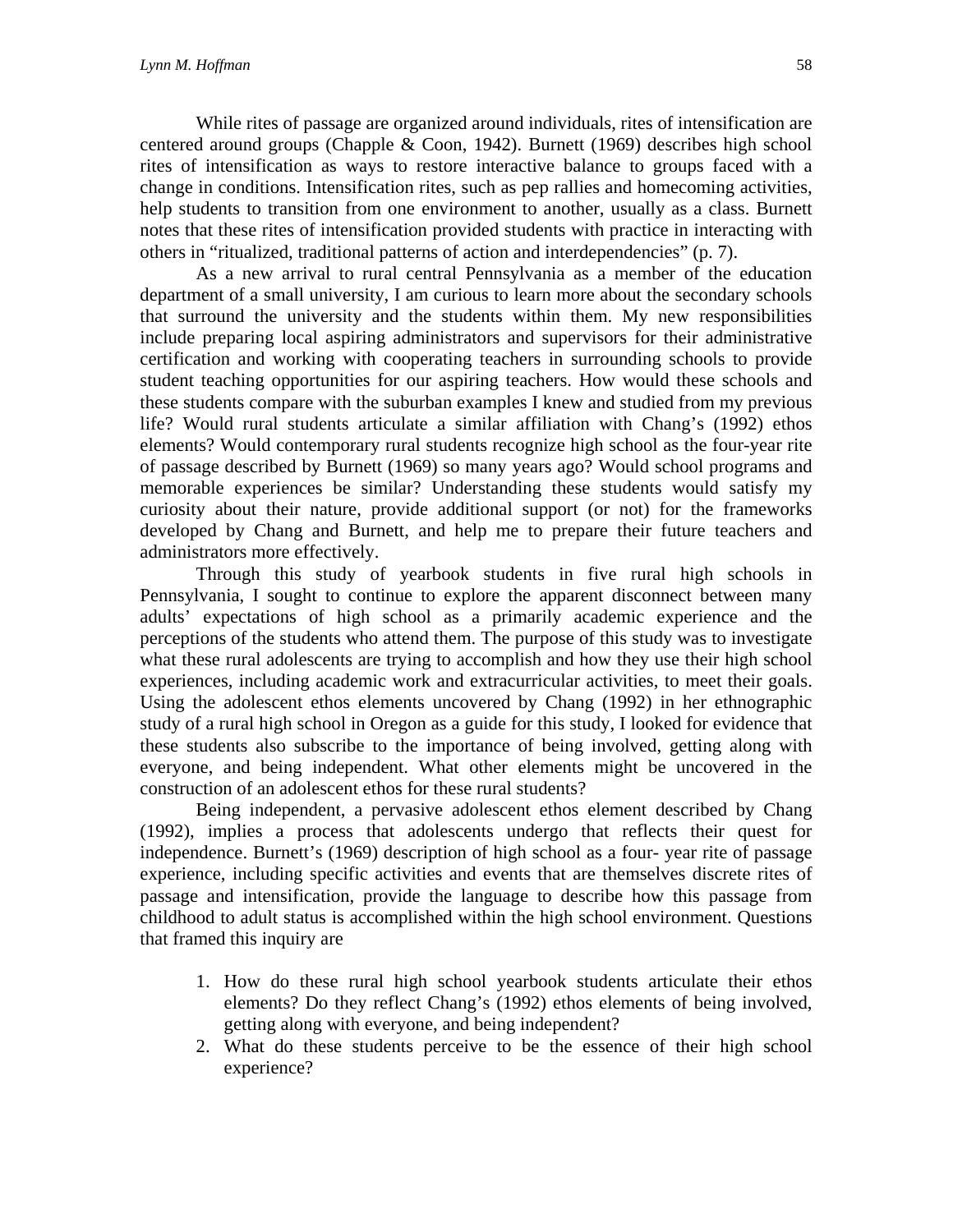While rites of passage are organized around individuals, rites of intensification are centered around groups (Chapple & Coon, 1942). Burnett (1969) describes high school rites of intensification as ways to restore interactive balance to groups faced with a change in conditions. Intensification rites, such as pep rallies and homecoming activities, help students to transition from one environment to another, usually as a class. Burnett notes that these rites of intensification provided students with practice in interacting with others in "ritualized, traditional patterns of action and interdependencies" (p. 7).

As a new arrival to rural central Pennsylvania as a member of the education department of a small university, I am curious to learn more about the secondary schools that surround the university and the students within them. My new responsibilities include preparing local aspiring administrators and supervisors for their administrative certification and working with cooperating teachers in surrounding schools to provide student teaching opportunities for our aspiring teachers. How would these schools and these students compare with the suburban examples I knew and studied from my previous life? Would rural students articulate a similar affiliation with Chang's (1992) ethos elements? Would contemporary rural students recognize high school as the four-year rite of passage described by Burnett (1969) so many years ago? Would school programs and memorable experiences be similar? Understanding these students would satisfy my curiosity about their nature, provide additional support (or not) for the frameworks developed by Chang and Burnett, and help me to prepare their future teachers and administrators more effectively.

Through this study of yearbook students in five rural high schools in Pennsylvania, I sought to continue to explore the apparent disconnect between many adults' expectations of high school as a primarily academic experience and the perceptions of the students who attend them. The purpose of this study was to investigate what these rural adolescents are trying to accomplish and how they use their high school experiences, including academic work and extracurricular activities, to meet their goals. Using the adolescent ethos elements uncovered by Chang (1992) in her ethnographic study of a rural high school in Oregon as a guide for this study, I looked for evidence that these students also subscribe to the importance of being involved, getting along with everyone, and being independent. What other elements might be uncovered in the construction of an adolescent ethos for these rural students?

Being independent, a pervasive adolescent ethos element described by Chang (1992), implies a process that adolescents undergo that reflects their quest for independence. Burnett's (1969) description of high school as a four- year rite of passage experience, including specific activities and events that are themselves discrete rites of passage and intensification, provide the language to describe how this passage from childhood to adult status is accomplished within the high school environment. Questions that framed this inquiry are

1. How do these rural high school yearbook students articulate their ethos elements? Do they reflect Chang's (1992) ethos elements of being involved, getting along with everyone, and being independent?
2. What do these students perceive to be the essence of their high school experience?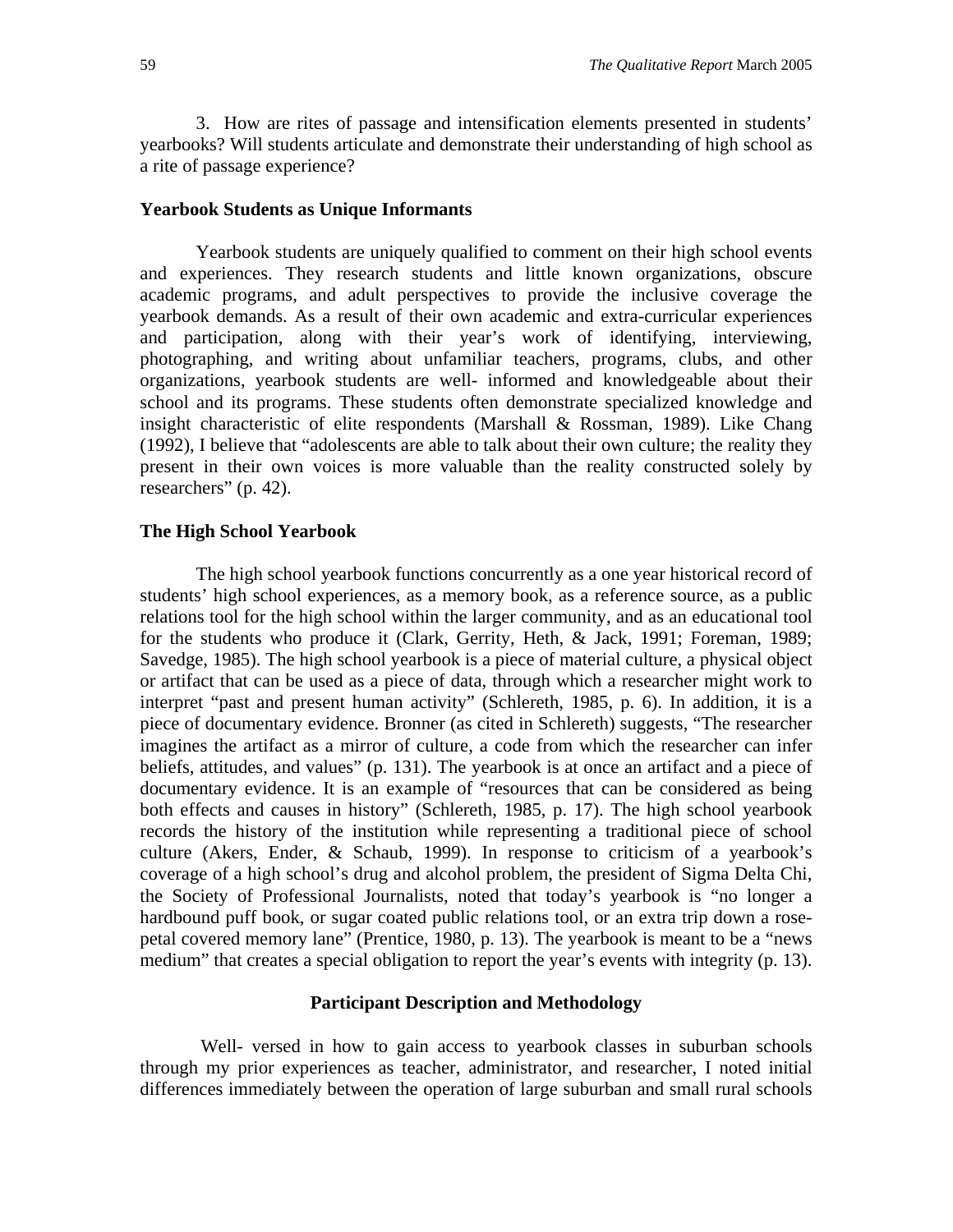3. How are rites of passage and intensification elements presented in students' yearbooks? Will students articulate and demonstrate their understanding of high school as a rite of passage experience?

### Yearbook Students as Unique Informants

Yearbook students are uniquely qualified to comment on their high school events and experiences. They research students and little known organizations, obscure academic programs, and adult perspectives to provide the inclusive coverage the yearbook demands. As a result of their own academic and extra-curricular experiences and participation, along with their year's work of identifying, interviewing, photographing, and writing about unfamiliar teachers, programs, clubs, and other organizations, yearbook students are well- informed and knowledgeable about their school and its programs. These students often demonstrate specialized knowledge and insight characteristic of elite respondents (Marshall & Rossman, 1989). Like Chang (1992), I believe that "adolescents are able to talk about their own culture; the reality they present in their own voices is more valuable than the reality constructed solely by researchers" (p. 42).

### The High School Yearbook

The high school yearbook functions concurrently as a one year historical record of students' high school experiences, as a memory book, as a reference source, as a public relations tool for the high school within the larger community, and as an educational tool for the students who produce it (Clark, Gerrity, Heth, & Jack, 1991; Foreman, 1989; Savedge, 1985). The high school yearbook is a piece of material culture, a physical object or artifact that can be used as a piece of data, through which a researcher might work to interpret "past and present human activity" (Schlereth, 1985, p. 6). In addition, it is a piece of documentary evidence. Bronner (as cited in Schlereth) suggests, "The researcher imagines the artifact as a mirror of culture, a code from which the researcher can infer beliefs, attitudes, and values" (p. 131). The yearbook is at once an artifact and a piece of documentary evidence. It is an example of "resources that can be considered as being both effects and causes in history" (Schlereth, 1985, p. 17). The high school yearbook records the history of the institution while representing a traditional piece of school culture (Akers, Ender, & Schaub, 1999). In response to criticism of a yearbook's coverage of a high school's drug and alcohol problem, the president of Sigma Delta Chi, the Society of Professional Journalists, noted that today's yearbook is "no longer a hardbound puff book, or sugar coated public relations tool, or an extra trip down a rose-petal covered memory lane" (Prentice, 1980, p. 13). The yearbook is meant to be a "news medium" that creates a special obligation to report the year's events with integrity (p. 13).

## Participant Description and Methodology

Well- versed in how to gain access to yearbook classes in suburban schools through my prior experiences as teacher, administrator, and researcher, I noted initial differences immediately between the operation of large suburban and small rural schools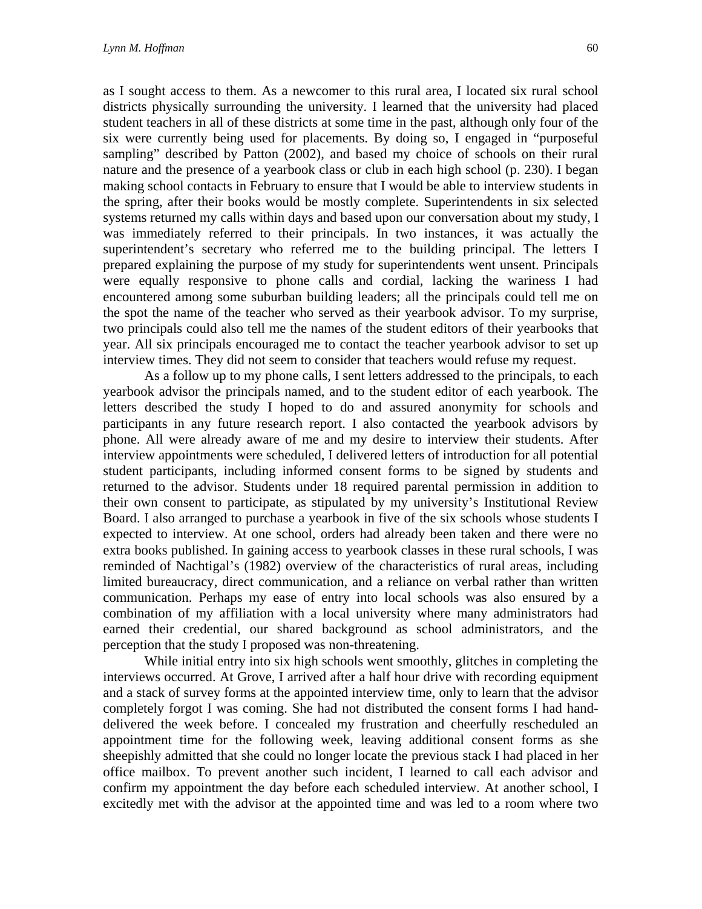as I sought access to them. As a newcomer to this rural area, I located six rural school districts physically surrounding the university. I learned that the university had placed student teachers in all of these districts at some time in the past, although only four of the six were currently being used for placements. By doing so, I engaged in "purposeful sampling" described by Patton (2002), and based my choice of schools on their rural nature and the presence of a yearbook class or club in each high school (p. 230). I began making school contacts in February to ensure that I would be able to interview students in the spring, after their books would be mostly complete. Superintendents in six selected systems returned my calls within days and based upon our conversation about my study, I was immediately referred to their principals. In two instances, it was actually the superintendent's secretary who referred me to the building principal. The letters I prepared explaining the purpose of my study for superintendents went unsent. Principals were equally responsive to phone calls and cordial, lacking the wariness I had encountered among some suburban building leaders; all the principals could tell me on the spot the name of the teacher who served as their yearbook advisor. To my surprise, two principals could also tell me the names of the student editors of their yearbooks that year. All six principals encouraged me to contact the teacher yearbook advisor to set up interview times. They did not seem to consider that teachers would refuse my request.

As a follow up to my phone calls, I sent letters addressed to the principals, to each yearbook advisor the principals named, and to the student editor of each yearbook. The letters described the study I hoped to do and assured anonymity for schools and participants in any future research report. I also contacted the yearbook advisors by phone. All were already aware of me and my desire to interview their students. After interview appointments were scheduled, I delivered letters of introduction for all potential student participants, including informed consent forms to be signed by students and returned to the advisor. Students under 18 required parental permission in addition to their own consent to participate, as stipulated by my university's Institutional Review Board. I also arranged to purchase a yearbook in five of the six schools whose students I expected to interview. At one school, orders had already been taken and there were no extra books published. In gaining access to yearbook classes in these rural schools, I was reminded of Nachtigal's (1982) overview of the characteristics of rural areas, including limited bureaucracy, direct communication, and a reliance on verbal rather than written communication. Perhaps my ease of entry into local schools was also ensured by a combination of my affiliation with a local university where many administrators had earned their credential, our shared background as school administrators, and the perception that the study I proposed was non-threatening.

While initial entry into six high schools went smoothly, glitches in completing the interviews occurred. At Grove, I arrived after a half hour drive with recording equipment and a stack of survey forms at the appointed interview time, only to learn that the advisor completely forgot I was coming. She had not distributed the consent forms I had hand-delivered the week before. I concealed my frustration and cheerfully rescheduled an appointment time for the following week, leaving additional consent forms as she sheepishly admitted that she could no longer locate the previous stack I had placed in her office mailbox. To prevent another such incident, I learned to call each advisor and confirm my appointment the day before each scheduled interview. At another school, I excitedly met with the advisor at the appointed time and was led to a room where two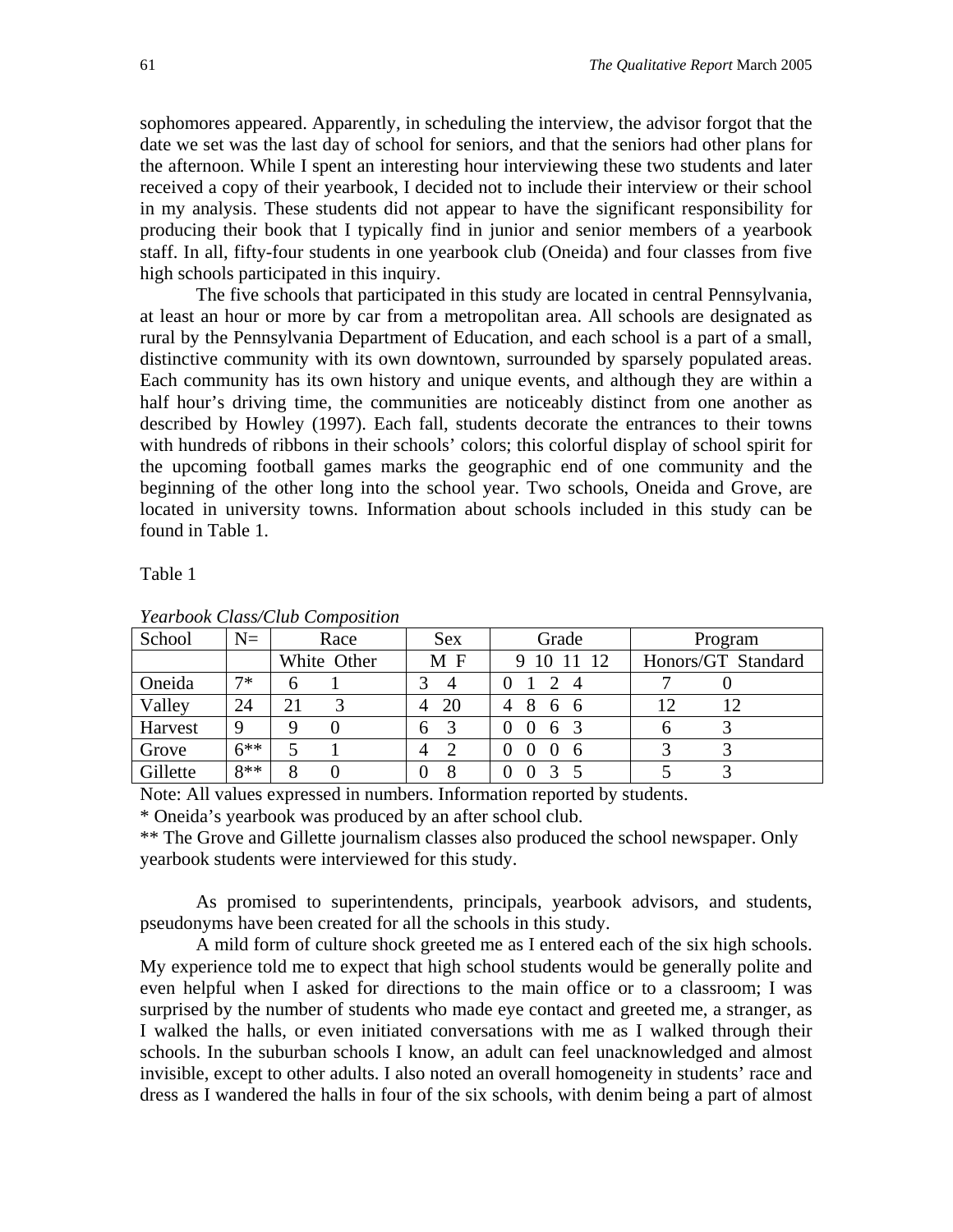sophomores appeared. Apparently, in scheduling the interview, the advisor forgot that the date we set was the last day of school for seniors, and that the seniors had other plans for the afternoon. While I spent an interesting hour interviewing these two students and later received a copy of their yearbook, I decided not to include their interview or their school in my analysis. These students did not appear to have the significant responsibility for producing their book that I typically find in junior and senior members of a yearbook staff. In all, fifty-four students in one yearbook club (Oneida) and four classes from five high schools participated in this inquiry.

The five schools that participated in this study are located in central Pennsylvania, at least an hour or more by car from a metropolitan area. All schools are designated as rural by the Pennsylvania Department of Education, and each school is a part of a small, distinctive community with its own downtown, surrounded by sparsely populated areas. Each community has its own history and unique events, and although they are within a half hour's driving time, the communities are noticeably distinct from one another as described by Howley (1997). Each fall, students decorate the entrances to their towns with hundreds of ribbons in their schools' colors; this colorful display of school spirit for the upcoming football games marks the geographic end of one community and the beginning of the other long into the school year. Two schools, Oneida and Grove, are located in university towns. Information about schools included in this study can be found in Table 1.

Table 1

*Yearbook Class/Club Composition*

| School | N= | Race | | Sex | | Grade | | | | Program | |
|---|---|---|---|---|---|---|---|---|---|---|---|
| | | White | Other | M | F | 9 | 10 | 11 | 12 | Honors/GT | Standard |
| Oneida | 7* | 6 | 1 | 3 | 4 | 0 | 1 | 2 | 4 | 7 | 0 |
| Valley | 24 | 21 | 3 | 4 | 20 | 4 | 8 | 6 | 6 | 12 | 12 |
| Harvest | 9 | 9 | 0 | 6 | 3 | 0 | 0 | 6 | 3 | 6 | 3 |
| Grove | 6** | 5 | 1 | 4 | 2 | 0 | 0 | 0 | 6 | 3 | 3 |
| Gillette | 8** | 8 | 0 | 0 | 8 | 0 | 0 | 3 | 5 | 5 | 3 |

Note: All values expressed in numbers. Information reported by students.

\* Oneida's yearbook was produced by an after school club.

\*\* The Grove and Gillette journalism classes also produced the school newspaper. Only yearbook students were interviewed for this study.

As promised to superintendents, principals, yearbook advisors, and students, pseudonyms have been created for all the schools in this study.

A mild form of culture shock greeted me as I entered each of the six high schools. My experience told me to expect that high school students would be generally polite and even helpful when I asked for directions to the main office or to a classroom; I was surprised by the number of students who made eye contact and greeted me, a stranger, as I walked the halls, or even initiated conversations with me as I walked through their schools. In the suburban schools I know, an adult can feel unacknowledged and almost invisible, except to other adults. I also noted an overall homogeneity in students' race and dress as I wandered the halls in four of the six schools, with denim being a part of almost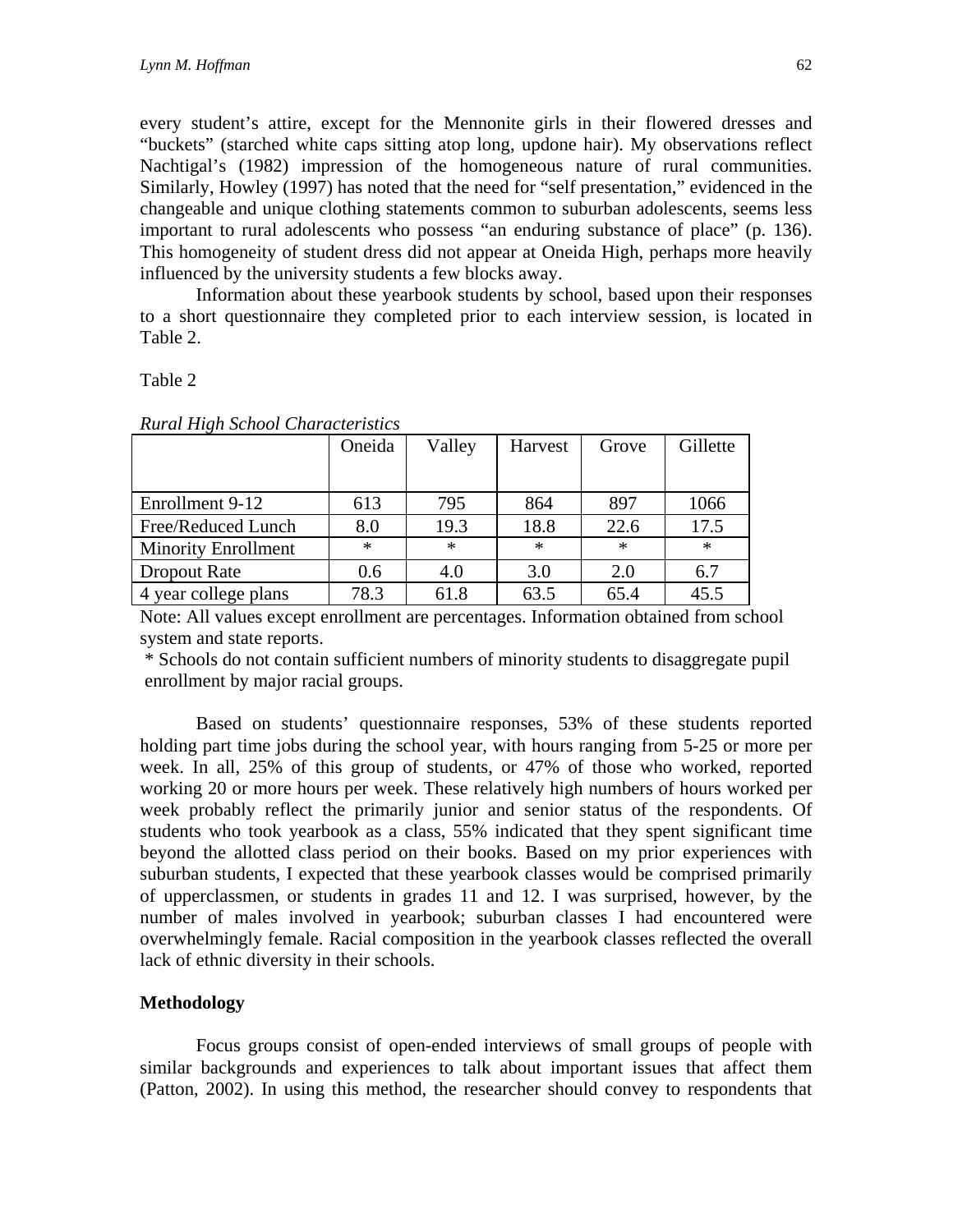every student's attire, except for the Mennonite girls in their flowered dresses and "buckets" (starched white caps sitting atop long, updone hair). My observations reflect Nachtigal's (1982) impression of the homogeneous nature of rural communities. Similarly, Howley (1997) has noted that the need for "self presentation," evidenced in the changeable and unique clothing statements common to suburban adolescents, seems less important to rural adolescents who possess "an enduring substance of place" (p. 136). This homogeneity of student dress did not appear at Oneida High, perhaps more heavily influenced by the university students a few blocks away.

Information about these yearbook students by school, based upon their responses to a short questionnaire they completed prior to each interview session, is located in Table 2.

Table 2

*Rural High School Characteristics*

| | Oneida | Valley | Harvest | Grove | Gillette |
|---|---|---|---|---|---|
| Enrollment 9-12 | 613 | 795 | 864 | 897 | 1066 |
| Free/Reduced Lunch | 8.0 | 19.3 | 18.8 | 22.6 | 17.5 |
| Minority Enrollment | * | * | * | * | * |
| Dropout Rate | 0.6 | 4.0 | 3.0 | 2.0 | 6.7 |
| 4 year college plans | 78.3 | 61.8 | 63.5 | 65.4 | 45.5 |

Note: All values except enrollment are percentages. Information obtained from school system and state reports.

\* Schools do not contain sufficient numbers of minority students to disaggregate pupil enrollment by major racial groups.

Based on students' questionnaire responses, 53% of these students reported holding part time jobs during the school year, with hours ranging from 5-25 or more per week. In all, 25% of this group of students, or 47% of those who worked, reported working 20 or more hours per week. These relatively high numbers of hours worked per week probably reflect the primarily junior and senior status of the respondents. Of students who took yearbook as a class, 55% indicated that they spent significant time beyond the allotted class period on their books. Based on my prior experiences with suburban students, I expected that these yearbook classes would be comprised primarily of upperclassmen, or students in grades 11 and 12. I was surprised, however, by the number of males involved in yearbook; suburban classes I had encountered were overwhelmingly female. Racial composition in the yearbook classes reflected the overall lack of ethnic diversity in their schools.

**Methodology**

Focus groups consist of open-ended interviews of small groups of people with similar backgrounds and experiences to talk about important issues that affect them (Patton, 2002). In using this method, the researcher should convey to respondents that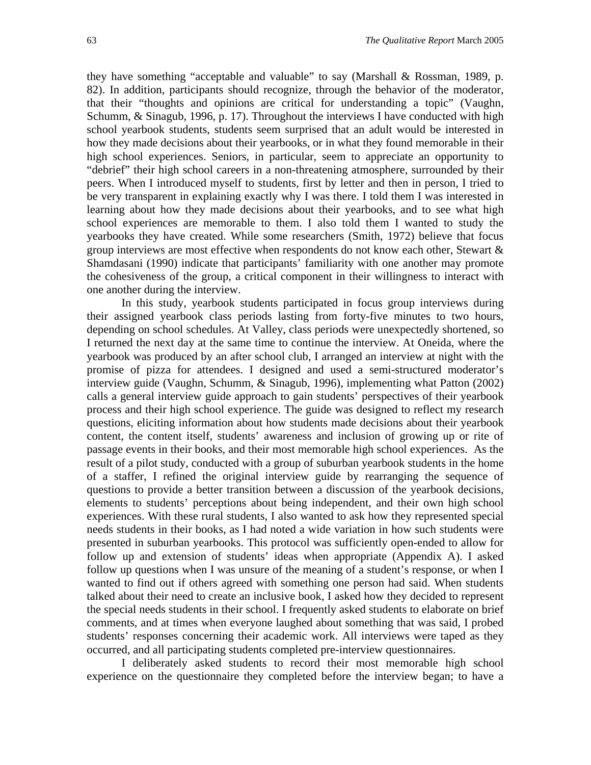they have something "acceptable and valuable" to say (Marshall & Rossman, 1989, p. 82). In addition, participants should recognize, through the behavior of the moderator, that their "thoughts and opinions are critical for understanding a topic" (Vaughn, Schumm, & Sinagub, 1996, p. 17). Throughout the interviews I have conducted with high school yearbook students, students seem surprised that an adult would be interested in how they made decisions about their yearbooks, or in what they found memorable in their high school experiences. Seniors, in particular, seem to appreciate an opportunity to "debrief" their high school careers in a non-threatening atmosphere, surrounded by their peers. When I introduced myself to students, first by letter and then in person, I tried to be very transparent in explaining exactly why I was there. I told them I was interested in learning about how they made decisions about their yearbooks, and to see what high school experiences are memorable to them. I also told them I wanted to study the yearbooks they have created. While some researchers (Smith, 1972) believe that focus group interviews are most effective when respondents do not know each other, Stewart & Shamdasani (1990) indicate that participants' familiarity with one another may promote the cohesiveness of the group, a critical component in their willingness to interact with one another during the interview.

In this study, yearbook students participated in focus group interviews during their assigned yearbook class periods lasting from forty-five minutes to two hours, depending on school schedules. At Valley, class periods were unexpectedly shortened, so I returned the next day at the same time to continue the interview. At Oneida, where the yearbook was produced by an after school club, I arranged an interview at night with the promise of pizza for attendees. I designed and used a semi-structured moderator's interview guide (Vaughn, Schumm, & Sinagub, 1996), implementing what Patton (2002) calls a general interview guide approach to gain students' perspectives of their yearbook process and their high school experience. The guide was designed to reflect my research questions, eliciting information about how students made decisions about their yearbook content, the content itself, students' awareness and inclusion of growing up or rite of passage events in their books, and their most memorable high school experiences. As the result of a pilot study, conducted with a group of suburban yearbook students in the home of a staffer, I refined the original interview guide by rearranging the sequence of questions to provide a better transition between a discussion of the yearbook decisions, elements to students' perceptions about being independent, and their own high school experiences. With these rural students, I also wanted to ask how they represented special needs students in their books, as I had noted a wide variation in how such students were presented in suburban yearbooks. This protocol was sufficiently open-ended to allow for follow up and extension of students' ideas when appropriate (Appendix A). I asked follow up questions when I was unsure of the meaning of a student's response, or when I wanted to find out if others agreed with something one person had said. When students talked about their need to create an inclusive book, I asked how they decided to represent the special needs students in their school. I frequently asked students to elaborate on brief comments, and at times when everyone laughed about something that was said, I probed students' responses concerning their academic work. All interviews were taped as they occurred, and all participating students completed pre-interview questionnaires.

I deliberately asked students to record their most memorable high school experience on the questionnaire they completed before the interview began; to have a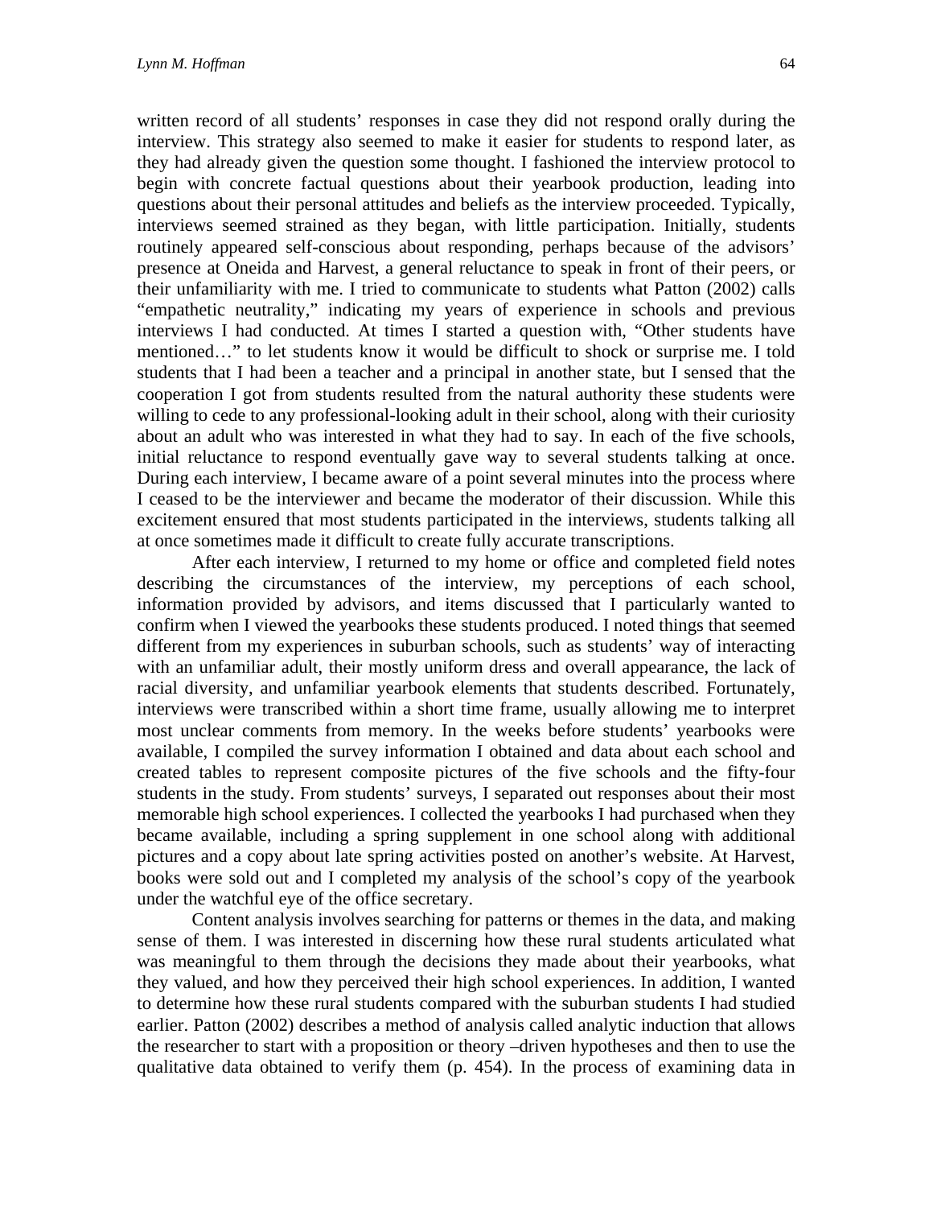written record of all students' responses in case they did not respond orally during the interview. This strategy also seemed to make it easier for students to respond later, as they had already given the question some thought. I fashioned the interview protocol to begin with concrete factual questions about their yearbook production, leading into questions about their personal attitudes and beliefs as the interview proceeded. Typically, interviews seemed strained as they began, with little participation. Initially, students routinely appeared self-conscious about responding, perhaps because of the advisors' presence at Oneida and Harvest, a general reluctance to speak in front of their peers, or their unfamiliarity with me. I tried to communicate to students what Patton (2002) calls "empathetic neutrality," indicating my years of experience in schools and previous interviews I had conducted. At times I started a question with, "Other students have mentioned…" to let students know it would be difficult to shock or surprise me. I told students that I had been a teacher and a principal in another state, but I sensed that the cooperation I got from students resulted from the natural authority these students were willing to cede to any professional-looking adult in their school, along with their curiosity about an adult who was interested in what they had to say. In each of the five schools, initial reluctance to respond eventually gave way to several students talking at once. During each interview, I became aware of a point several minutes into the process where I ceased to be the interviewer and became the moderator of their discussion. While this excitement ensured that most students participated in the interviews, students talking all at once sometimes made it difficult to create fully accurate transcriptions.

After each interview, I returned to my home or office and completed field notes describing the circumstances of the interview, my perceptions of each school, information provided by advisors, and items discussed that I particularly wanted to confirm when I viewed the yearbooks these students produced. I noted things that seemed different from my experiences in suburban schools, such as students' way of interacting with an unfamiliar adult, their mostly uniform dress and overall appearance, the lack of racial diversity, and unfamiliar yearbook elements that students described. Fortunately, interviews were transcribed within a short time frame, usually allowing me to interpret most unclear comments from memory. In the weeks before students' yearbooks were available, I compiled the survey information I obtained and data about each school and created tables to represent composite pictures of the five schools and the fifty-four students in the study. From students' surveys, I separated out responses about their most memorable high school experiences. I collected the yearbooks I had purchased when they became available, including a spring supplement in one school along with additional pictures and a copy about late spring activities posted on another's website. At Harvest, books were sold out and I completed my analysis of the school's copy of the yearbook under the watchful eye of the office secretary.

Content analysis involves searching for patterns or themes in the data, and making sense of them. I was interested in discerning how these rural students articulated what was meaningful to them through the decisions they made about their yearbooks, what they valued, and how they perceived their high school experiences. In addition, I wanted to determine how these rural students compared with the suburban students I had studied earlier. Patton (2002) describes a method of analysis called analytic induction that allows the researcher to start with a proposition or theory –driven hypotheses and then to use the qualitative data obtained to verify them (p. 454). In the process of examining data in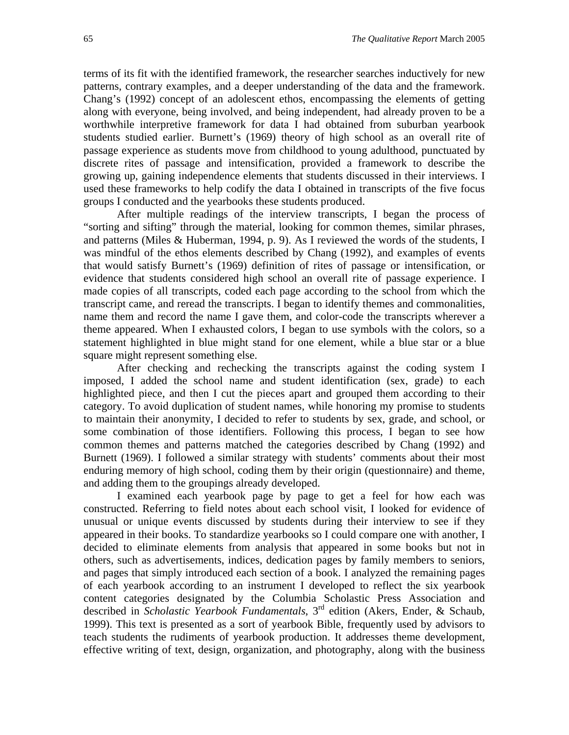terms of its fit with the identified framework, the researcher searches inductively for new patterns, contrary examples, and a deeper understanding of the data and the framework. Chang's (1992) concept of an adolescent ethos, encompassing the elements of getting along with everyone, being involved, and being independent, had already proven to be a worthwhile interpretive framework for data I had obtained from suburban yearbook students studied earlier. Burnett's (1969) theory of high school as an overall rite of passage experience as students move from childhood to young adulthood, punctuated by discrete rites of passage and intensification, provided a framework to describe the growing up, gaining independence elements that students discussed in their interviews. I used these frameworks to help codify the data I obtained in transcripts of the five focus groups I conducted and the yearbooks these students produced.

After multiple readings of the interview transcripts, I began the process of "sorting and sifting" through the material, looking for common themes, similar phrases, and patterns (Miles & Huberman, 1994, p. 9). As I reviewed the words of the students, I was mindful of the ethos elements described by Chang (1992), and examples of events that would satisfy Burnett's (1969) definition of rites of passage or intensification, or evidence that students considered high school an overall rite of passage experience. I made copies of all transcripts, coded each page according to the school from which the transcript came, and reread the transcripts. I began to identify themes and commonalities, name them and record the name I gave them, and color-code the transcripts wherever a theme appeared. When I exhausted colors, I began to use symbols with the colors, so a statement highlighted in blue might stand for one element, while a blue star or a blue square might represent something else.

After checking and rechecking the transcripts against the coding system I imposed, I added the school name and student identification (sex, grade) to each highlighted piece, and then I cut the pieces apart and grouped them according to their category. To avoid duplication of student names, while honoring my promise to students to maintain their anonymity, I decided to refer to students by sex, grade, and school, or some combination of those identifiers. Following this process, I began to see how common themes and patterns matched the categories described by Chang (1992) and Burnett (1969). I followed a similar strategy with students' comments about their most enduring memory of high school, coding them by their origin (questionnaire) and theme, and adding them to the groupings already developed.

I examined each yearbook page by page to get a feel for how each was constructed. Referring to field notes about each school visit, I looked for evidence of unusual or unique events discussed by students during their interview to see if they appeared in their books. To standardize yearbooks so I could compare one with another, I decided to eliminate elements from analysis that appeared in some books but not in others, such as advertisements, indices, dedication pages by family members to seniors, and pages that simply introduced each section of a book. I analyzed the remaining pages of each yearbook according to an instrument I developed to reflect the six yearbook content categories designated by the Columbia Scholastic Press Association and described in *Scholastic Yearbook Fundamentals*, 3rd edition (Akers, Ender, & Schaub, 1999). This text is presented as a sort of yearbook Bible, frequently used by advisors to teach students the rudiments of yearbook production. It addresses theme development, effective writing of text, design, organization, and photography, along with the business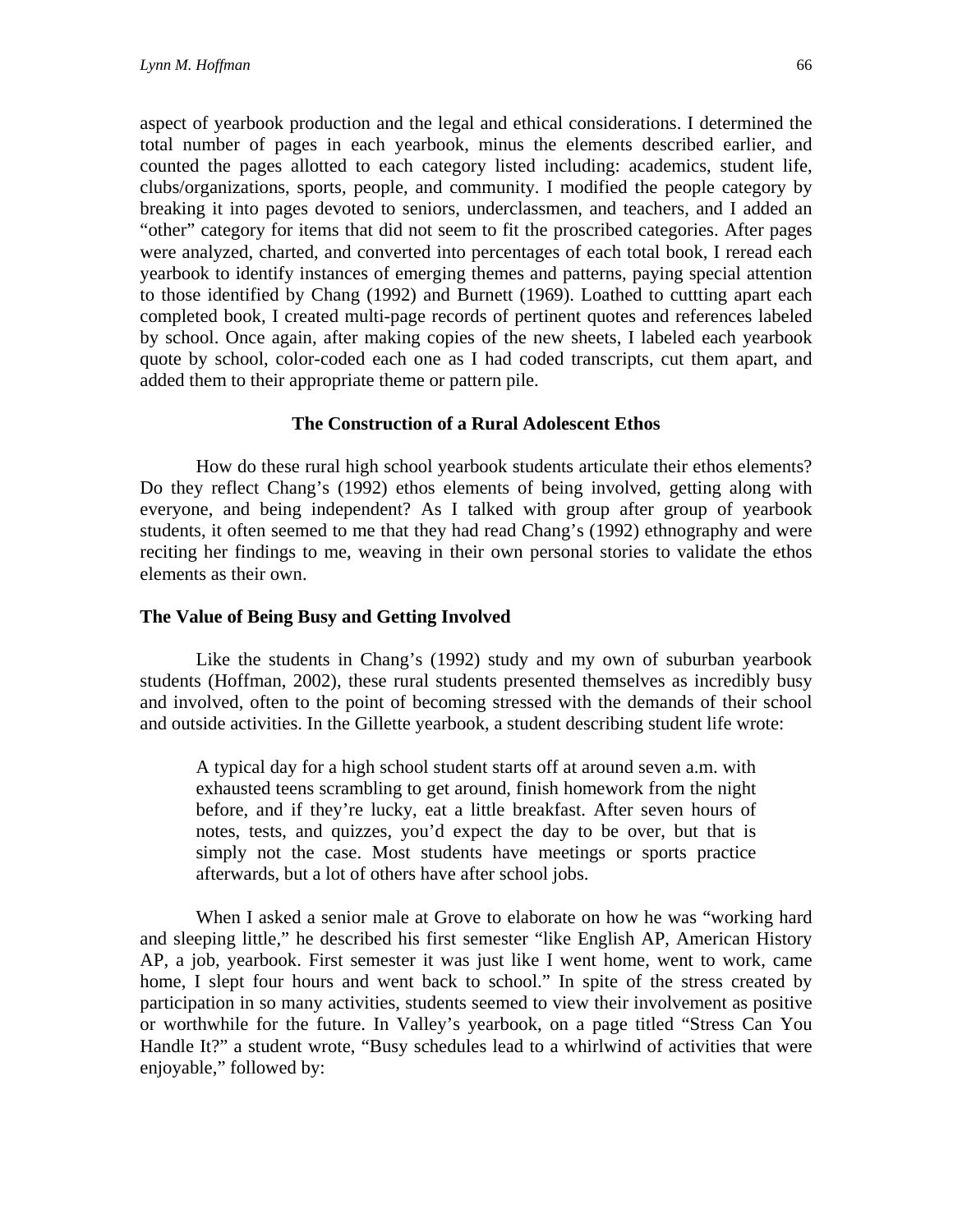aspect of yearbook production and the legal and ethical considerations. I determined the total number of pages in each yearbook, minus the elements described earlier, and counted the pages allotted to each category listed including: academics, student life, clubs/organizations, sports, people, and community. I modified the people category by breaking it into pages devoted to seniors, underclassmen, and teachers, and I added an "other" category for items that did not seem to fit the proscribed categories. After pages were analyzed, charted, and converted into percentages of each total book, I reread each yearbook to identify instances of emerging themes and patterns, paying special attention to those identified by Chang (1992) and Burnett (1969). Loathed to cuttting apart each completed book, I created multi-page records of pertinent quotes and references labeled by school. Once again, after making copies of the new sheets, I labeled each yearbook quote by school, color-coded each one as I had coded transcripts, cut them apart, and added them to their appropriate theme or pattern pile.

## The Construction of a Rural Adolescent Ethos

How do these rural high school yearbook students articulate their ethos elements? Do they reflect Chang's (1992) ethos elements of being involved, getting along with everyone, and being independent? As I talked with group after group of yearbook students, it often seemed to me that they had read Chang's (1992) ethnography and were reciting her findings to me, weaving in their own personal stories to validate the ethos elements as their own.

### The Value of Being Busy and Getting Involved

Like the students in Chang's (1992) study and my own of suburban yearbook students (Hoffman, 2002), these rural students presented themselves as incredibly busy and involved, often to the point of becoming stressed with the demands of their school and outside activities. In the Gillette yearbook, a student describing student life wrote:

> A typical day for a high school student starts off at around seven a.m. with exhausted teens scrambling to get around, finish homework from the night before, and if they're lucky, eat a little breakfast. After seven hours of notes, tests, and quizzes, you'd expect the day to be over, but that is simply not the case. Most students have meetings or sports practice afterwards, but a lot of others have after school jobs.

When I asked a senior male at Grove to elaborate on how he was "working hard and sleeping little," he described his first semester "like English AP, American History AP, a job, yearbook. First semester it was just like I went home, went to work, came home, I slept four hours and went back to school." In spite of the stress created by participation in so many activities, students seemed to view their involvement as positive or worthwhile for the future. In Valley's yearbook, on a page titled "Stress Can You Handle It?" a student wrote, "Busy schedules lead to a whirlwind of activities that were enjoyable," followed by: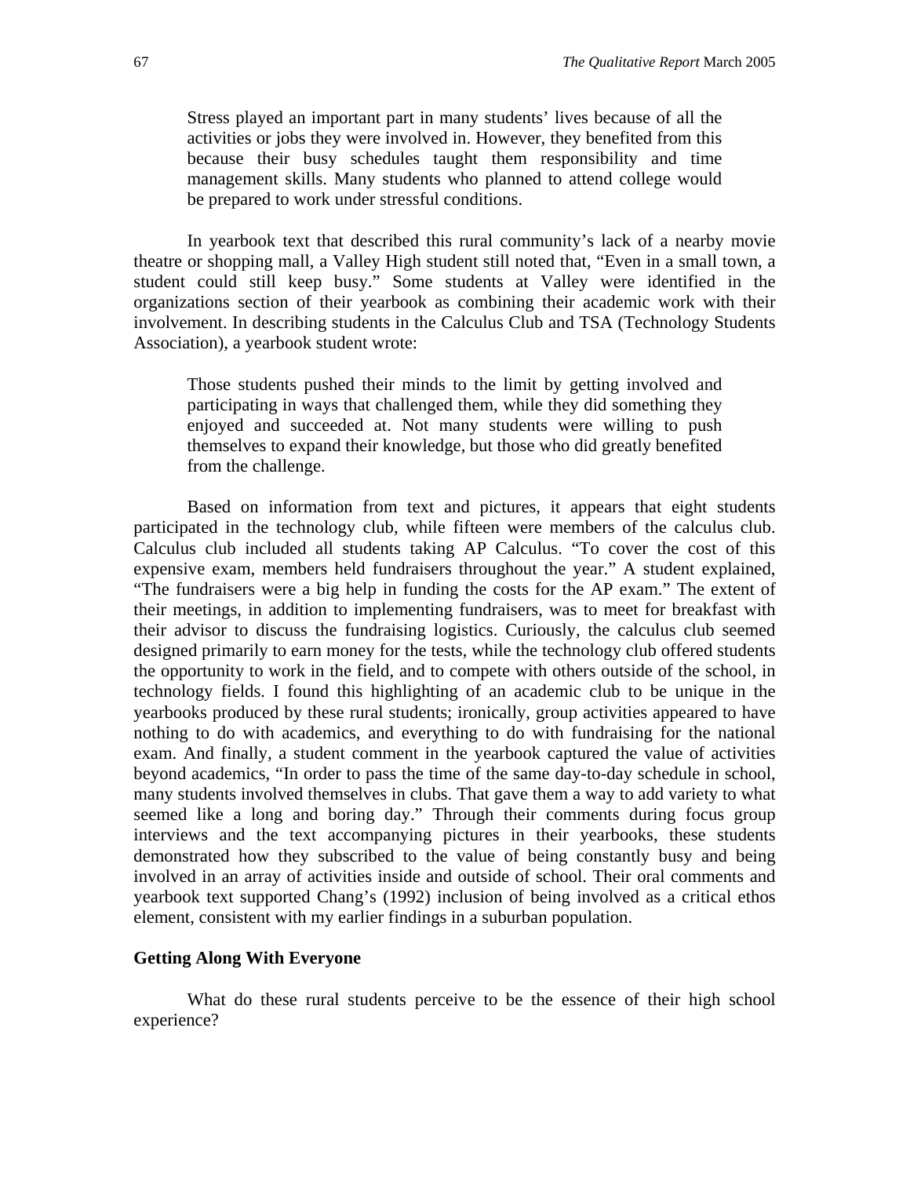> Stress played an important part in many students' lives because of all the activities or jobs they were involved in. However, they benefited from this because their busy schedules taught them responsibility and time management skills. Many students who planned to attend college would be prepared to work under stressful conditions.

In yearbook text that described this rural community's lack of a nearby movie theatre or shopping mall, a Valley High student still noted that, "Even in a small town, a student could still keep busy." Some students at Valley were identified in the organizations section of their yearbook as combining their academic work with their involvement. In describing students in the Calculus Club and TSA (Technology Students Association), a yearbook student wrote:

> Those students pushed their minds to the limit by getting involved and participating in ways that challenged them, while they did something they enjoyed and succeeded at. Not many students were willing to push themselves to expand their knowledge, but those who did greatly benefited from the challenge.

Based on information from text and pictures, it appears that eight students participated in the technology club, while fifteen were members of the calculus club. Calculus club included all students taking AP Calculus. "To cover the cost of this expensive exam, members held fundraisers throughout the year." A student explained, "The fundraisers were a big help in funding the costs for the AP exam." The extent of their meetings, in addition to implementing fundraisers, was to meet for breakfast with their advisor to discuss the fundraising logistics. Curiously, the calculus club seemed designed primarily to earn money for the tests, while the technology club offered students the opportunity to work in the field, and to compete with others outside of the school, in technology fields. I found this highlighting of an academic club to be unique in the yearbooks produced by these rural students; ironically, group activities appeared to have nothing to do with academics, and everything to do with fundraising for the national exam. And finally, a student comment in the yearbook captured the value of activities beyond academics, "In order to pass the time of the same day-to-day schedule in school, many students involved themselves in clubs. That gave them a way to add variety to what seemed like a long and boring day." Through their comments during focus group interviews and the text accompanying pictures in their yearbooks, these students demonstrated how they subscribed to the value of being constantly busy and being involved in an array of activities inside and outside of school. Their oral comments and yearbook text supported Chang's (1992) inclusion of being involved as a critical ethos element, consistent with my earlier findings in a suburban population.

### Getting Along With Everyone

What do these rural students perceive to be the essence of their high school experience?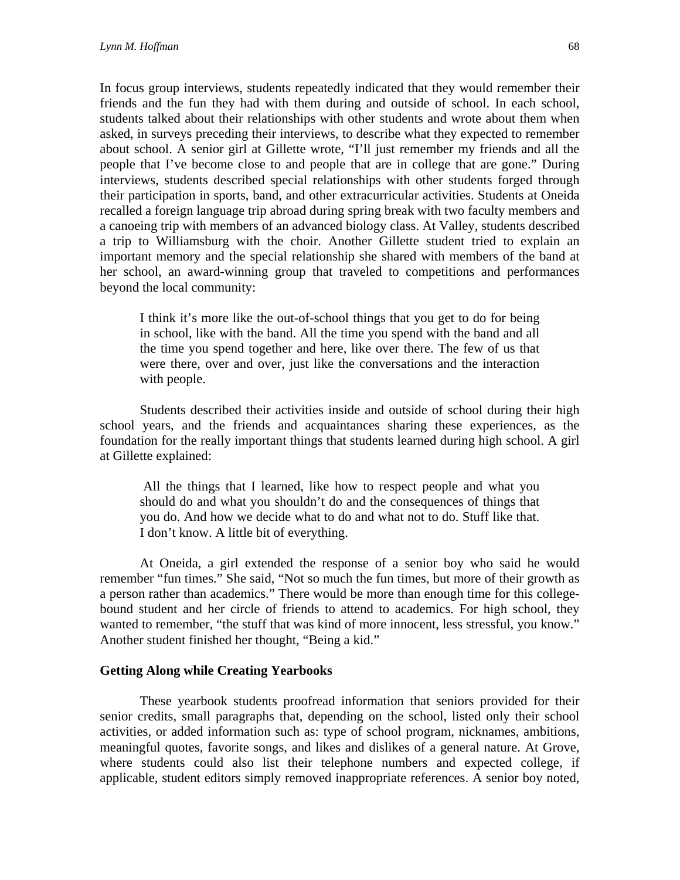In focus group interviews, students repeatedly indicated that they would remember their friends and the fun they had with them during and outside of school. In each school, students talked about their relationships with other students and wrote about them when asked, in surveys preceding their interviews, to describe what they expected to remember about school. A senior girl at Gillette wrote, "I'll just remember my friends and all the people that I've become close to and people that are in college that are gone." During interviews, students described special relationships with other students forged through their participation in sports, band, and other extracurricular activities. Students at Oneida recalled a foreign language trip abroad during spring break with two faculty members and a canoeing trip with members of an advanced biology class. At Valley, students described a trip to Williamsburg with the choir. Another Gillette student tried to explain an important memory and the special relationship she shared with members of the band at her school, an award-winning group that traveled to competitions and performances beyond the local community:

> I think it's more like the out-of-school things that you get to do for being in school, like with the band. All the time you spend with the band and all the time you spend together and here, like over there. The few of us that were there, over and over, just like the conversations and the interaction with people.

Students described their activities inside and outside of school during their high school years, and the friends and acquaintances sharing these experiences, as the foundation for the really important things that students learned during high school. A girl at Gillette explained:

> All the things that I learned, like how to respect people and what you should do and what you shouldn't do and the consequences of things that you do. And how we decide what to do and what not to do. Stuff like that. I don't know. A little bit of everything.

At Oneida, a girl extended the response of a senior boy who said he would remember "fun times." She said, "Not so much the fun times, but more of their growth as a person rather than academics." There would be more than enough time for this college-bound student and her circle of friends to attend to academics. For high school, they wanted to remember, "the stuff that was kind of more innocent, less stressful, you know." Another student finished her thought, "Being a kid."

### Getting Along while Creating Yearbooks

These yearbook students proofread information that seniors provided for their senior credits, small paragraphs that, depending on the school, listed only their school activities, or added information such as: type of school program, nicknames, ambitions, meaningful quotes, favorite songs, and likes and dislikes of a general nature. At Grove, where students could also list their telephone numbers and expected college, if applicable, student editors simply removed inappropriate references. A senior boy noted,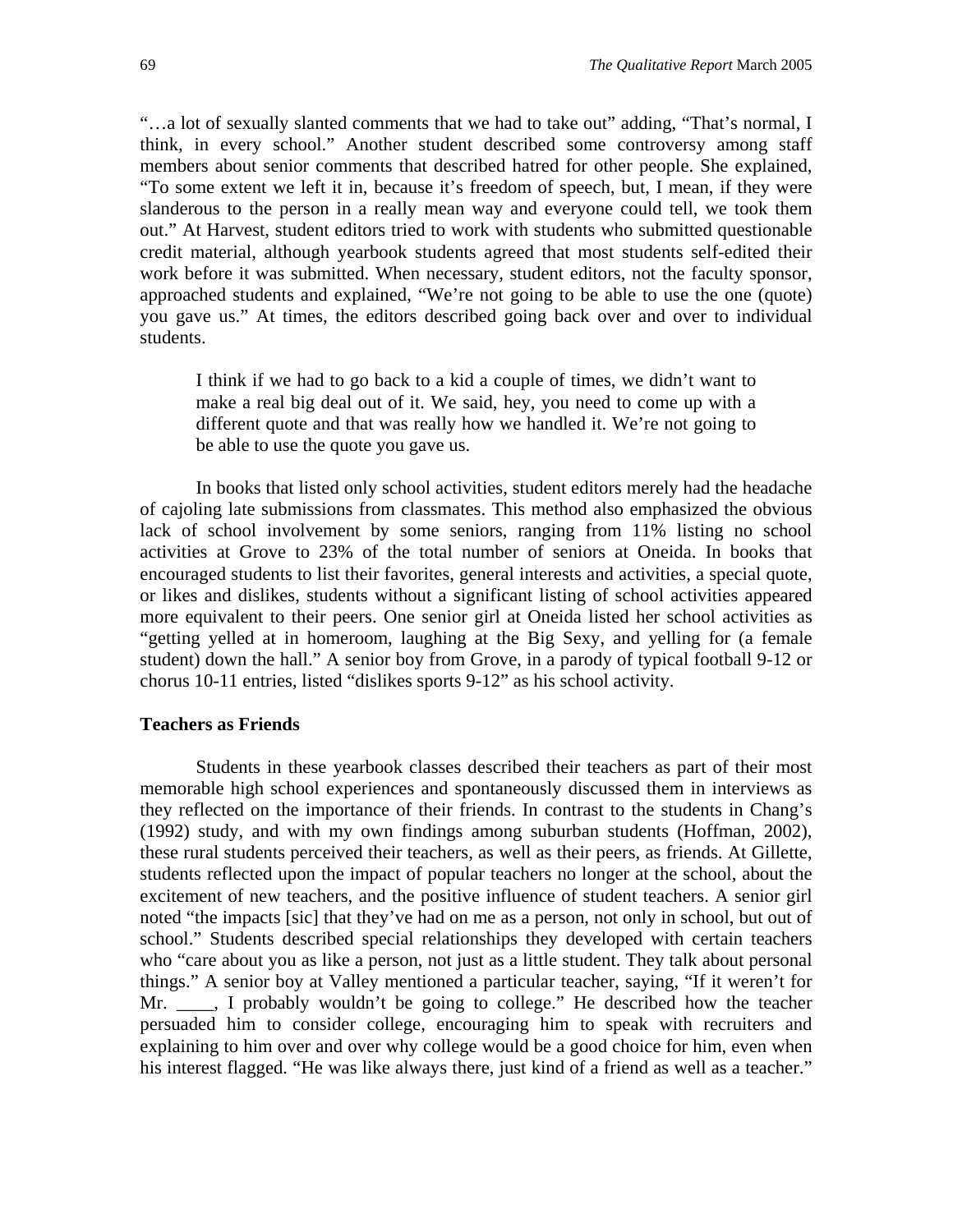"…a lot of sexually slanted comments that we had to take out" adding, "That's normal, I think, in every school." Another student described some controversy among staff members about senior comments that described hatred for other people. She explained, "To some extent we left it in, because it's freedom of speech, but, I mean, if they were slanderous to the person in a really mean way and everyone could tell, we took them out." At Harvest, student editors tried to work with students who submitted questionable credit material, although yearbook students agreed that most students self-edited their work before it was submitted. When necessary, student editors, not the faculty sponsor, approached students and explained, "We're not going to be able to use the one (quote) you gave us." At times, the editors described going back over and over to individual students.

> I think if we had to go back to a kid a couple of times, we didn't want to make a real big deal out of it. We said, hey, you need to come up with a different quote and that was really how we handled it. We're not going to be able to use the quote you gave us.

In books that listed only school activities, student editors merely had the headache of cajoling late submissions from classmates. This method also emphasized the obvious lack of school involvement by some seniors, ranging from 11% listing no school activities at Grove to 23% of the total number of seniors at Oneida. In books that encouraged students to list their favorites, general interests and activities, a special quote, or likes and dislikes, students without a significant listing of school activities appeared more equivalent to their peers. One senior girl at Oneida listed her school activities as "getting yelled at in homeroom, laughing at the Big Sexy, and yelling for (a female student) down the hall." A senior boy from Grove, in a parody of typical football 9-12 or chorus 10-11 entries, listed "dislikes sports 9-12" as his school activity.

### Teachers as Friends

Students in these yearbook classes described their teachers as part of their most memorable high school experiences and spontaneously discussed them in interviews as they reflected on the importance of their friends. In contrast to the students in Chang's (1992) study, and with my own findings among suburban students (Hoffman, 2002), these rural students perceived their teachers, as well as their peers, as friends. At Gillette, students reflected upon the impact of popular teachers no longer at the school, about the excitement of new teachers, and the positive influence of student teachers. A senior girl noted "the impacts [sic] that they've had on me as a person, not only in school, but out of school." Students described special relationships they developed with certain teachers who "care about you as like a person, not just as a little student. They talk about personal things." A senior boy at Valley mentioned a particular teacher, saying, "If it weren't for Mr. ____, I probably wouldn't be going to college." He described how the teacher persuaded him to consider college, encouraging him to speak with recruiters and explaining to him over and over why college would be a good choice for him, even when his interest flagged. "He was like always there, just kind of a friend as well as a teacher."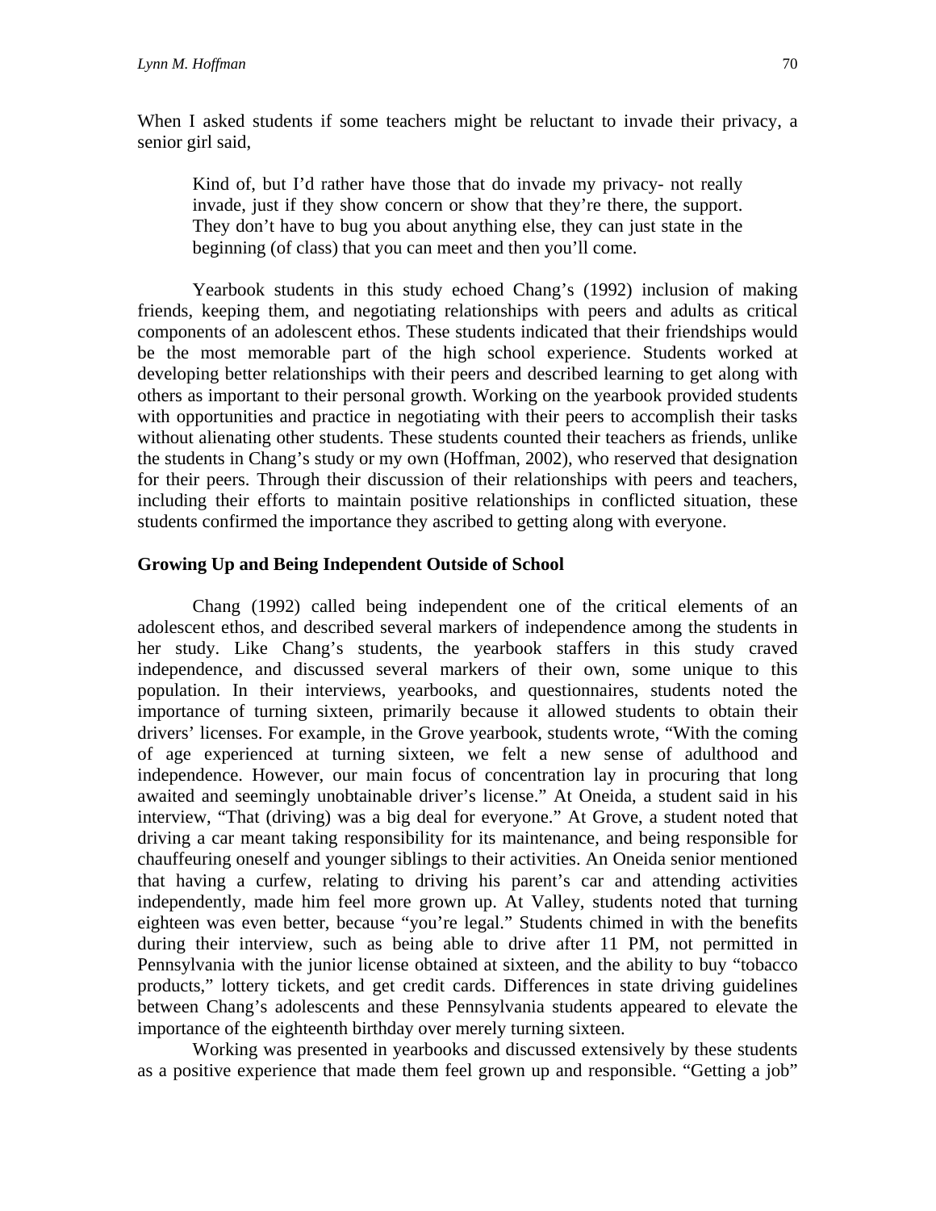When I asked students if some teachers might be reluctant to invade their privacy, a senior girl said,

> Kind of, but I'd rather have those that do invade my privacy- not really invade, just if they show concern or show that they're there, the support. They don't have to bug you about anything else, they can just state in the beginning (of class) that you can meet and then you'll come.

Yearbook students in this study echoed Chang's (1992) inclusion of making friends, keeping them, and negotiating relationships with peers and adults as critical components of an adolescent ethos. These students indicated that their friendships would be the most memorable part of the high school experience. Students worked at developing better relationships with their peers and described learning to get along with others as important to their personal growth. Working on the yearbook provided students with opportunities and practice in negotiating with their peers to accomplish their tasks without alienating other students. These students counted their teachers as friends, unlike the students in Chang's study or my own (Hoffman, 2002), who reserved that designation for their peers. Through their discussion of their relationships with peers and teachers, including their efforts to maintain positive relationships in conflicted situation, these students confirmed the importance they ascribed to getting along with everyone.

### Growing Up and Being Independent Outside of School

Chang (1992) called being independent one of the critical elements of an adolescent ethos, and described several markers of independence among the students in her study. Like Chang's students, the yearbook staffers in this study craved independence, and discussed several markers of their own, some unique to this population. In their interviews, yearbooks, and questionnaires, students noted the importance of turning sixteen, primarily because it allowed students to obtain their drivers' licenses. For example, in the Grove yearbook, students wrote, "With the coming of age experienced at turning sixteen, we felt a new sense of adulthood and independence. However, our main focus of concentration lay in procuring that long awaited and seemingly unobtainable driver's license." At Oneida, a student said in his interview, "That (driving) was a big deal for everyone." At Grove, a student noted that driving a car meant taking responsibility for its maintenance, and being responsible for chauffeuring oneself and younger siblings to their activities. An Oneida senior mentioned that having a curfew, relating to driving his parent's car and attending activities independently, made him feel more grown up. At Valley, students noted that turning eighteen was even better, because "you're legal." Students chimed in with the benefits during their interview, such as being able to drive after 11 PM, not permitted in Pennsylvania with the junior license obtained at sixteen, and the ability to buy "tobacco products," lottery tickets, and get credit cards. Differences in state driving guidelines between Chang's adolescents and these Pennsylvania students appeared to elevate the importance of the eighteenth birthday over merely turning sixteen.

Working was presented in yearbooks and discussed extensively by these students as a positive experience that made them feel grown up and responsible. "Getting a job"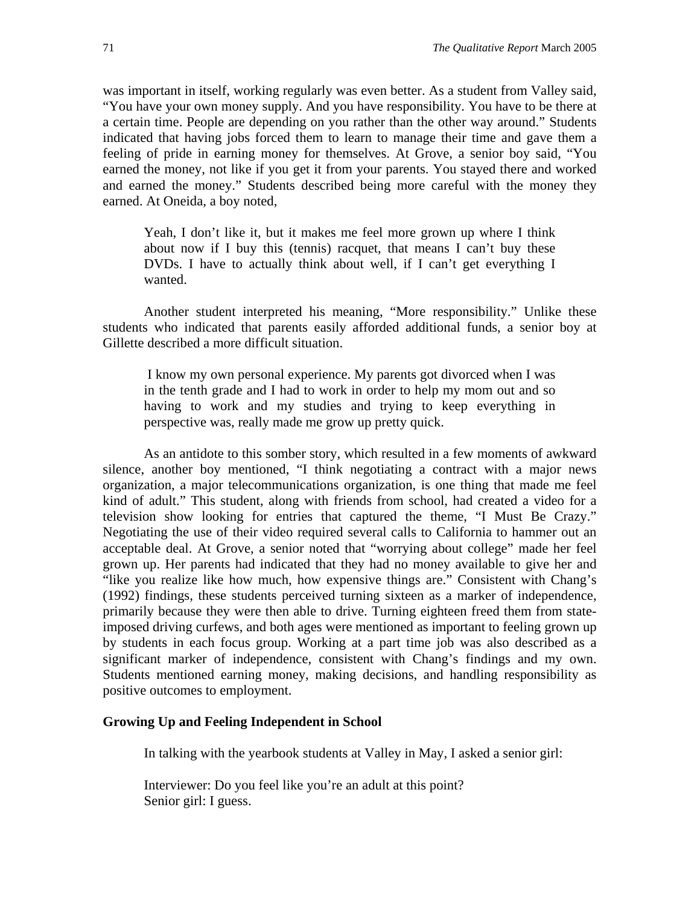was important in itself, working regularly was even better. As a student from Valley said, "You have your own money supply. And you have responsibility. You have to be there at a certain time. People are depending on you rather than the other way around." Students indicated that having jobs forced them to learn to manage their time and gave them a feeling of pride in earning money for themselves. At Grove, a senior boy said, "You earned the money, not like if you get it from your parents. You stayed there and worked and earned the money." Students described being more careful with the money they earned. At Oneida, a boy noted,

> Yeah, I don't like it, but it makes me feel more grown up where I think about now if I buy this (tennis) racquet, that means I can't buy these DVDs. I have to actually think about well, if I can't get everything I wanted.

Another student interpreted his meaning, "More responsibility." Unlike these students who indicated that parents easily afforded additional funds, a senior boy at Gillette described a more difficult situation.

> I know my own personal experience. My parents got divorced when I was in the tenth grade and I had to work in order to help my mom out and so having to work and my studies and trying to keep everything in perspective was, really made me grow up pretty quick.

As an antidote to this somber story, which resulted in a few moments of awkward silence, another boy mentioned, "I think negotiating a contract with a major news organization, a major telecommunications organization, is one thing that made me feel kind of adult." This student, along with friends from school, had created a video for a television show looking for entries that captured the theme, "I Must Be Crazy." Negotiating the use of their video required several calls to California to hammer out an acceptable deal. At Grove, a senior noted that "worrying about college" made her feel grown up. Her parents had indicated that they had no money available to give her and "like you realize like how much, how expensive things are." Consistent with Chang's (1992) findings, these students perceived turning sixteen as a marker of independence, primarily because they were then able to drive. Turning eighteen freed them from state-imposed driving curfews, and both ages were mentioned as important to feeling grown up by students in each focus group. Working at a part time job was also described as a significant marker of independence, consistent with Chang's findings and my own. Students mentioned earning money, making decisions, and handling responsibility as positive outcomes to employment.

### Growing Up and Feeling Independent in School

In talking with the yearbook students at Valley in May, I asked a senior girl:

> Interviewer: Do you feel like you're an adult at this point?
> Senior girl: I guess.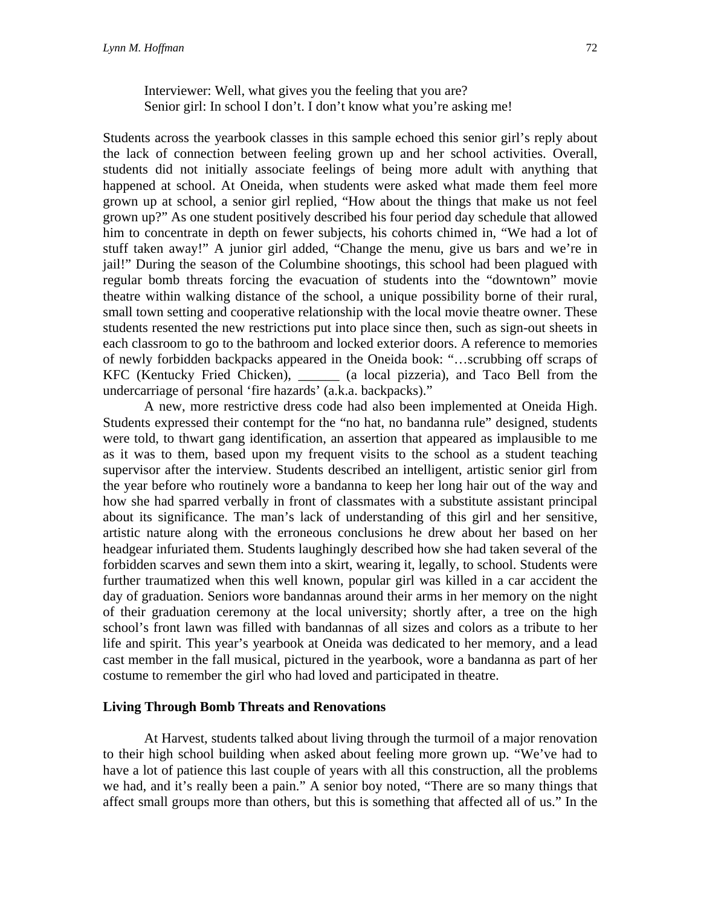Interviewer: Well, what gives you the feeling that you are?
Senior girl: In school I don't. I don't know what you're asking me!

Students across the yearbook classes in this sample echoed this senior girl's reply about the lack of connection between feeling grown up and her school activities. Overall, students did not initially associate feelings of being more adult with anything that happened at school. At Oneida, when students were asked what made them feel more grown up at school, a senior girl replied, "How about the things that make us not feel grown up?" As one student positively described his four period day schedule that allowed him to concentrate in depth on fewer subjects, his cohorts chimed in, "We had a lot of stuff taken away!" A junior girl added, "Change the menu, give us bars and we're in jail!" During the season of the Columbine shootings, this school had been plagued with regular bomb threats forcing the evacuation of students into the "downtown" movie theatre within walking distance of the school, a unique possibility borne of their rural, small town setting and cooperative relationship with the local movie theatre owner. These students resented the new restrictions put into place since then, such as sign-out sheets in each classroom to go to the bathroom and locked exterior doors. A reference to memories of newly forbidden backpacks appeared in the Oneida book: "…scrubbing off scraps of KFC (Kentucky Fried Chicken), ______ (a local pizzeria), and Taco Bell from the undercarriage of personal 'fire hazards' (a.k.a. backpacks)."

A new, more restrictive dress code had also been implemented at Oneida High. Students expressed their contempt for the "no hat, no bandanna rule" designed, students were told, to thwart gang identification, an assertion that appeared as implausible to me as it was to them, based upon my frequent visits to the school as a student teaching supervisor after the interview. Students described an intelligent, artistic senior girl from the year before who routinely wore a bandanna to keep her long hair out of the way and how she had sparred verbally in front of classmates with a substitute assistant principal about its significance. The man's lack of understanding of this girl and her sensitive, artistic nature along with the erroneous conclusions he drew about her based on her headgear infuriated them. Students laughingly described how she had taken several of the forbidden scarves and sewn them into a skirt, wearing it, legally, to school. Students were further traumatized when this well known, popular girl was killed in a car accident the day of graduation. Seniors wore bandannas around their arms in her memory on the night of their graduation ceremony at the local university; shortly after, a tree on the high school's front lawn was filled with bandannas of all sizes and colors as a tribute to her life and spirit. This year's yearbook at Oneida was dedicated to her memory, and a lead cast member in the fall musical, pictured in the yearbook, wore a bandanna as part of her costume to remember the girl who had loved and participated in theatre.

**Living Through Bomb Threats and Renovations**

At Harvest, students talked about living through the turmoil of a major renovation to their high school building when asked about feeling more grown up. "We've had to have a lot of patience this last couple of years with all this construction, all the problems we had, and it's really been a pain." A senior boy noted, "There are so many things that affect small groups more than others, but this is something that affected all of us." In the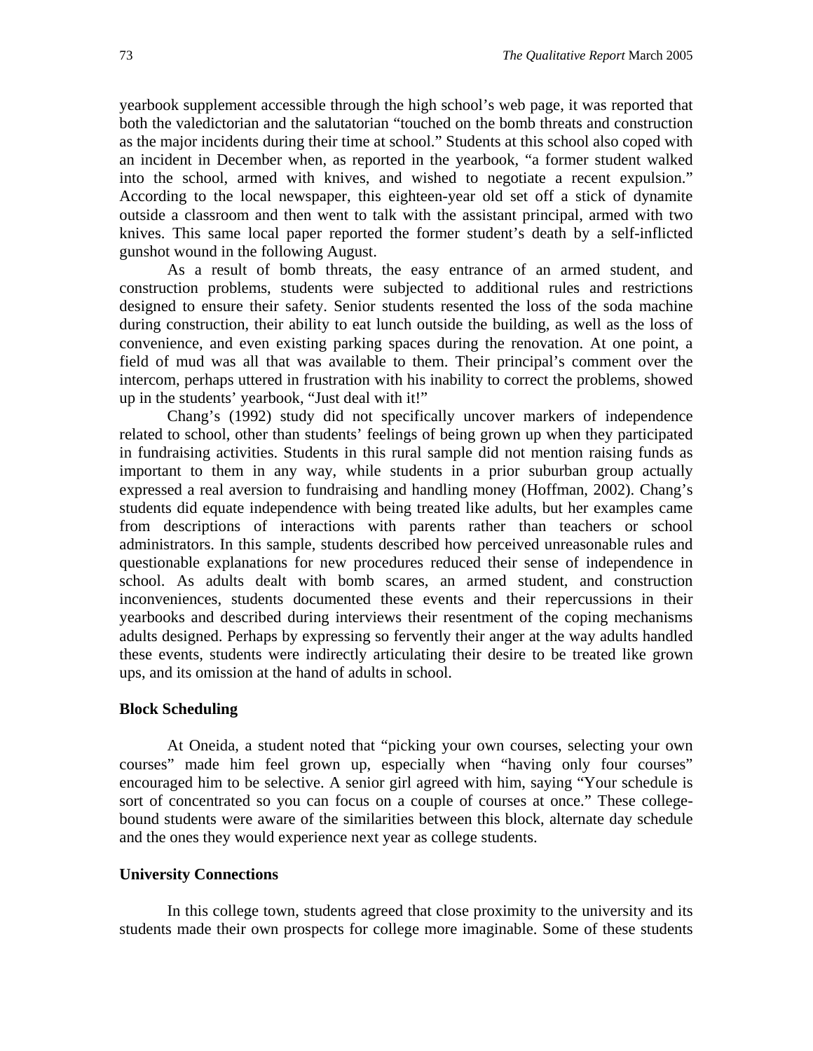yearbook supplement accessible through the high school's web page, it was reported that both the valedictorian and the salutatorian "touched on the bomb threats and construction as the major incidents during their time at school." Students at this school also coped with an incident in December when, as reported in the yearbook, "a former student walked into the school, armed with knives, and wished to negotiate a recent expulsion." According to the local newspaper, this eighteen-year old set off a stick of dynamite outside a classroom and then went to talk with the assistant principal, armed with two knives. This same local paper reported the former student's death by a self-inflicted gunshot wound in the following August.

As a result of bomb threats, the easy entrance of an armed student, and construction problems, students were subjected to additional rules and restrictions designed to ensure their safety. Senior students resented the loss of the soda machine during construction, their ability to eat lunch outside the building, as well as the loss of convenience, and even existing parking spaces during the renovation. At one point, a field of mud was all that was available to them. Their principal's comment over the intercom, perhaps uttered in frustration with his inability to correct the problems, showed up in the students' yearbook, "Just deal with it!"

Chang's (1992) study did not specifically uncover markers of independence related to school, other than students' feelings of being grown up when they participated in fundraising activities. Students in this rural sample did not mention raising funds as important to them in any way, while students in a prior suburban group actually expressed a real aversion to fundraising and handling money (Hoffman, 2002). Chang's students did equate independence with being treated like adults, but her examples came from descriptions of interactions with parents rather than teachers or school administrators. In this sample, students described how perceived unreasonable rules and questionable explanations for new procedures reduced their sense of independence in school. As adults dealt with bomb scares, an armed student, and construction inconveniences, students documented these events and their repercussions in their yearbooks and described during interviews their resentment of the coping mechanisms adults designed. Perhaps by expressing so fervently their anger at the way adults handled these events, students were indirectly articulating their desire to be treated like grown ups, and its omission at the hand of adults in school.

### Block Scheduling

At Oneida, a student noted that "picking your own courses, selecting your own courses" made him feel grown up, especially when "having only four courses" encouraged him to be selective. A senior girl agreed with him, saying "Your schedule is sort of concentrated so you can focus on a couple of courses at once." These college-bound students were aware of the similarities between this block, alternate day schedule and the ones they would experience next year as college students.

### University Connections

In this college town, students agreed that close proximity to the university and its students made their own prospects for college more imaginable. Some of these students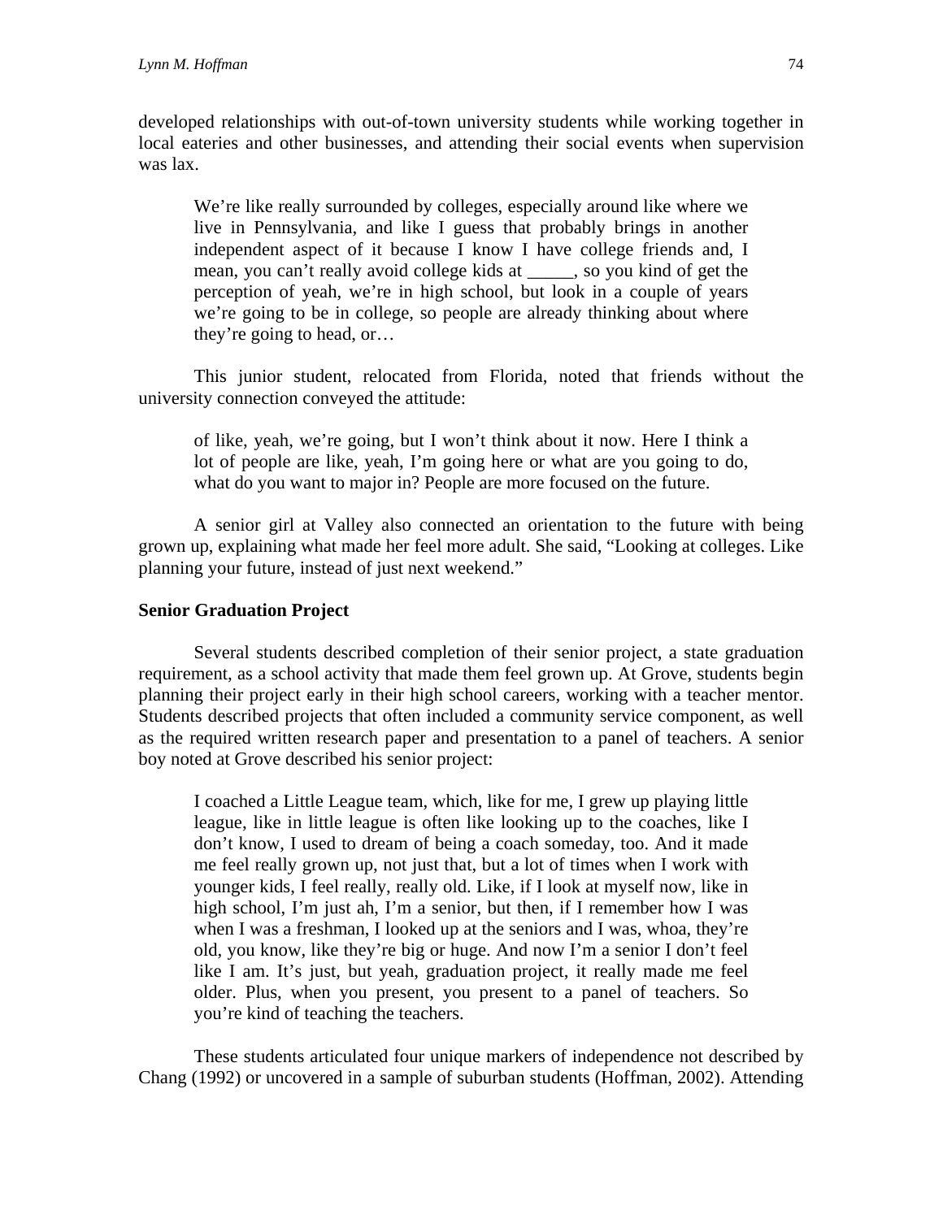developed relationships with out-of-town university students while working together in local eateries and other businesses, and attending their social events when supervision was lax.

> We're like really surrounded by colleges, especially around like where we live in Pennsylvania, and like I guess that probably brings in another independent aspect of it because I know I have college friends and, I mean, you can't really avoid college kids at _____, so you kind of get the perception of yeah, we're in high school, but look in a couple of years we're going to be in college, so people are already thinking about where they're going to head, or…

This junior student, relocated from Florida, noted that friends without the university connection conveyed the attitude:

> of like, yeah, we're going, but I won't think about it now. Here I think a lot of people are like, yeah, I'm going here or what are you going to do, what do you want to major in? People are more focused on the future.

A senior girl at Valley also connected an orientation to the future with being grown up, explaining what made her feel more adult. She said, "Looking at colleges. Like planning your future, instead of just next weekend."

**Senior Graduation Project**

Several students described completion of their senior project, a state graduation requirement, as a school activity that made them feel grown up. At Grove, students begin planning their project early in their high school careers, working with a teacher mentor. Students described projects that often included a community service component, as well as the required written research paper and presentation to a panel of teachers. A senior boy noted at Grove described his senior project:

> I coached a Little League team, which, like for me, I grew up playing little league, like in little league is often like looking up to the coaches, like I don't know, I used to dream of being a coach someday, too. And it made me feel really grown up, not just that, but a lot of times when I work with younger kids, I feel really, really old. Like, if I look at myself now, like in high school, I'm just ah, I'm a senior, but then, if I remember how I was when I was a freshman, I looked up at the seniors and I was, whoa, they're old, you know, like they're big or huge. And now I'm a senior I don't feel like I am. It's just, but yeah, graduation project, it really made me feel older. Plus, when you present, you present to a panel of teachers. So you're kind of teaching the teachers.

These students articulated four unique markers of independence not described by Chang (1992) or uncovered in a sample of suburban students (Hoffman, 2002). Attending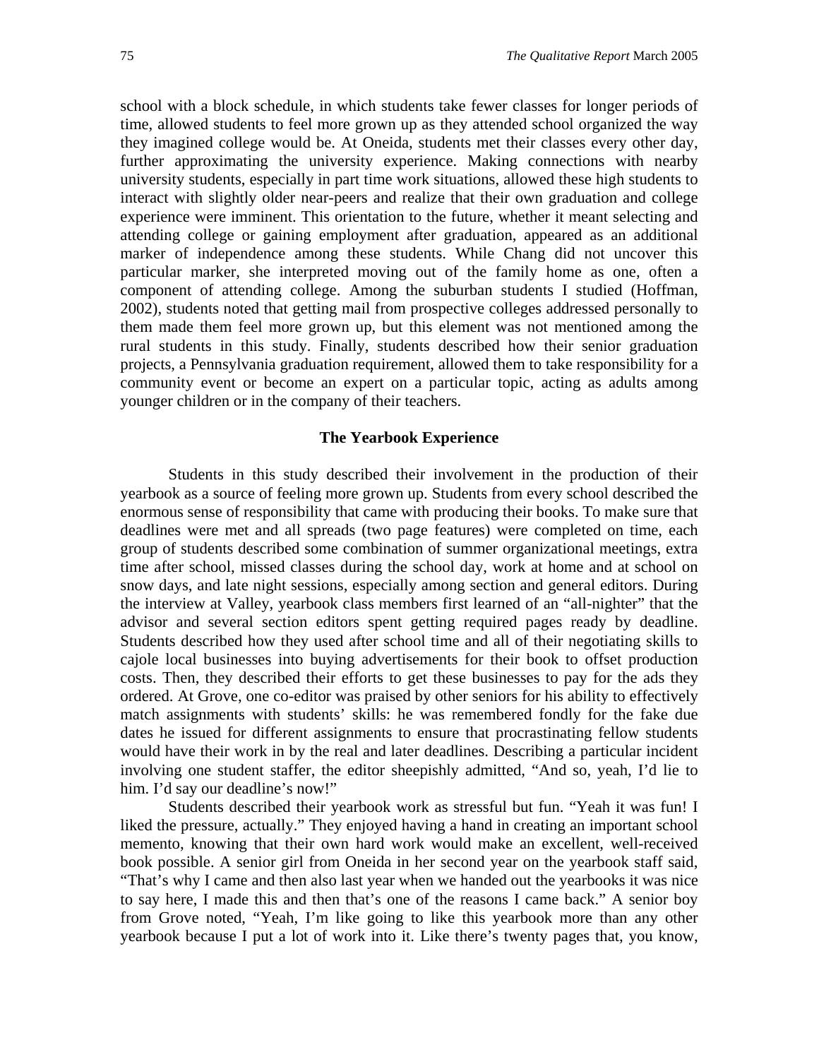school with a block schedule, in which students take fewer classes for longer periods of time, allowed students to feel more grown up as they attended school organized the way they imagined college would be. At Oneida, students met their classes every other day, further approximating the university experience. Making connections with nearby university students, especially in part time work situations, allowed these high students to interact with slightly older near-peers and realize that their own graduation and college experience were imminent. This orientation to the future, whether it meant selecting and attending college or gaining employment after graduation, appeared as an additional marker of independence among these students. While Chang did not uncover this particular marker, she interpreted moving out of the family home as one, often a component of attending college. Among the suburban students I studied (Hoffman, 2002), students noted that getting mail from prospective colleges addressed personally to them made them feel more grown up, but this element was not mentioned among the rural students in this study. Finally, students described how their senior graduation projects, a Pennsylvania graduation requirement, allowed them to take responsibility for a community event or become an expert on a particular topic, acting as adults among younger children or in the company of their teachers.

### The Yearbook Experience

Students in this study described their involvement in the production of their yearbook as a source of feeling more grown up. Students from every school described the enormous sense of responsibility that came with producing their books. To make sure that deadlines were met and all spreads (two page features) were completed on time, each group of students described some combination of summer organizational meetings, extra time after school, missed classes during the school day, work at home and at school on snow days, and late night sessions, especially among section and general editors. During the interview at Valley, yearbook class members first learned of an "all-nighter" that the advisor and several section editors spent getting required pages ready by deadline. Students described how they used after school time and all of their negotiating skills to cajole local businesses into buying advertisements for their book to offset production costs. Then, they described their efforts to get these businesses to pay for the ads they ordered. At Grove, one co-editor was praised by other seniors for his ability to effectively match assignments with students' skills: he was remembered fondly for the fake due dates he issued for different assignments to ensure that procrastinating fellow students would have their work in by the real and later deadlines. Describing a particular incident involving one student staffer, the editor sheepishly admitted, "And so, yeah, I'd lie to him. I'd say our deadline's now!"

Students described their yearbook work as stressful but fun. "Yeah it was fun! I liked the pressure, actually." They enjoyed having a hand in creating an important school memento, knowing that their own hard work would make an excellent, well-received book possible. A senior girl from Oneida in her second year on the yearbook staff said, "That's why I came and then also last year when we handed out the yearbooks it was nice to say here, I made this and then that's one of the reasons I came back." A senior boy from Grove noted, "Yeah, I'm like going to like this yearbook more than any other yearbook because I put a lot of work into it. Like there's twenty pages that, you know,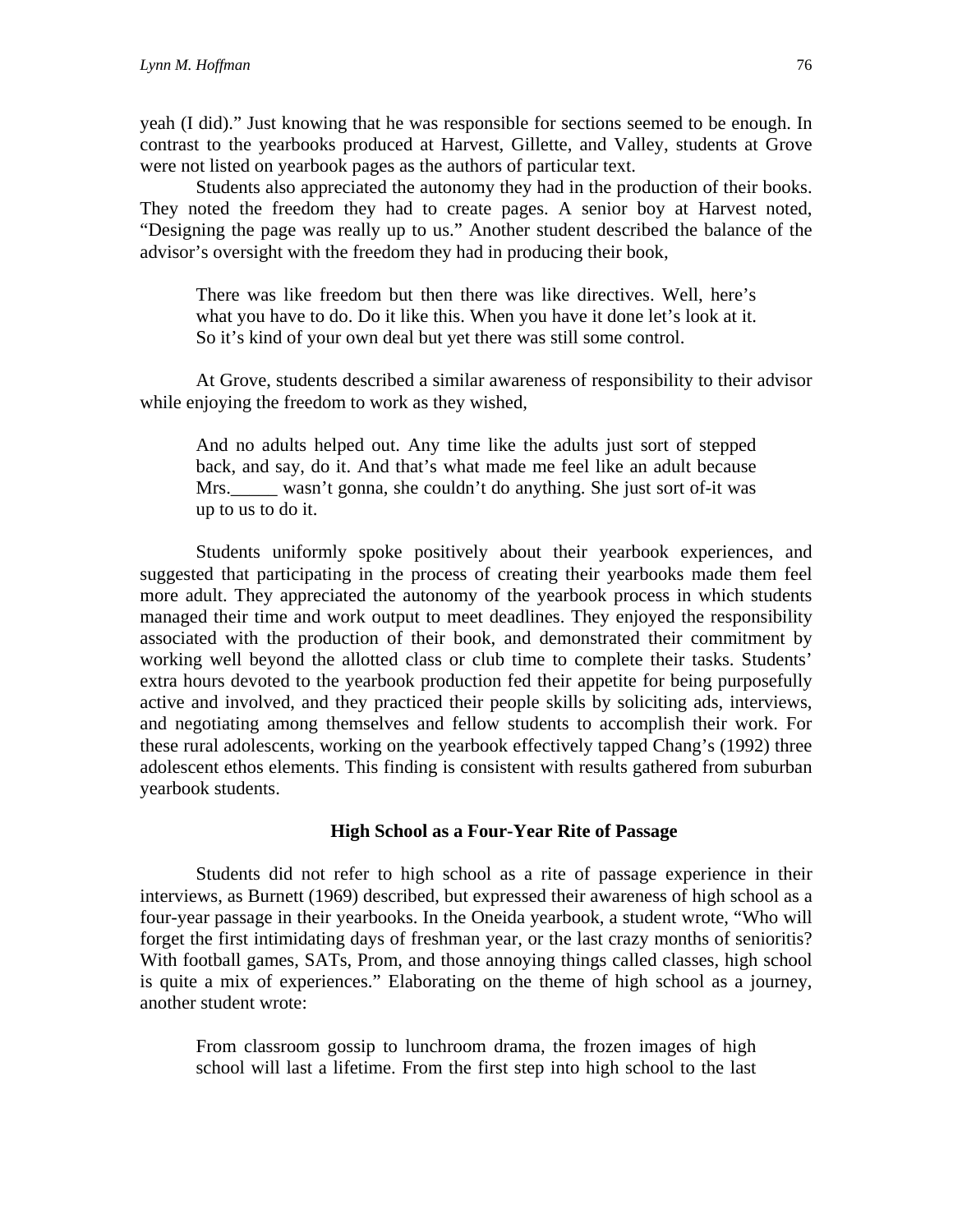yeah (I did).” Just knowing that he was responsible for sections seemed to be enough. In contrast to the yearbooks produced at Harvest, Gillette, and Valley, students at Grove were not listed on yearbook pages as the authors of particular text.

Students also appreciated the autonomy they had in the production of their books. They noted the freedom they had to create pages. A senior boy at Harvest noted, “Designing the page was really up to us.” Another student described the balance of the advisor’s oversight with the freedom they had in producing their book,

> There was like freedom but then there was like directives. Well, here’s what you have to do. Do it like this. When you have it done let’s look at it. So it’s kind of your own deal but yet there was still some control.

At Grove, students described a similar awareness of responsibility to their advisor while enjoying the freedom to work as they wished,

> And no adults helped out. Any time like the adults just sort of stepped back, and say, do it. And that’s what made me feel like an adult because Mrs._____ wasn’t gonna, she couldn’t do anything. She just sort of-it was up to us to do it.

Students uniformly spoke positively about their yearbook experiences, and suggested that participating in the process of creating their yearbooks made them feel more adult. They appreciated the autonomy of the yearbook process in which students managed their time and work output to meet deadlines. They enjoyed the responsibility associated with the production of their book, and demonstrated their commitment by working well beyond the allotted class or club time to complete their tasks. Students’ extra hours devoted to the yearbook production fed their appetite for being purposefully active and involved, and they practiced their people skills by soliciting ads, interviews, and negotiating among themselves and fellow students to accomplish their work. For these rural adolescents, working on the yearbook effectively tapped Chang’s (1992) three adolescent ethos elements. This finding is consistent with results gathered from suburban yearbook students.

## High School as a Four-Year Rite of Passage

Students did not refer to high school as a rite of passage experience in their interviews, as Burnett (1969) described, but expressed their awareness of high school as a four-year passage in their yearbooks. In the Oneida yearbook, a student wrote, “Who will forget the first intimidating days of freshman year, or the last crazy months of senioritis? With football games, SATs, Prom, and those annoying things called classes, high school is quite a mix of experiences.” Elaborating on the theme of high school as a journey, another student wrote:

> From classroom gossip to lunchroom drama, the frozen images of high school will last a lifetime. From the first step into high school to the last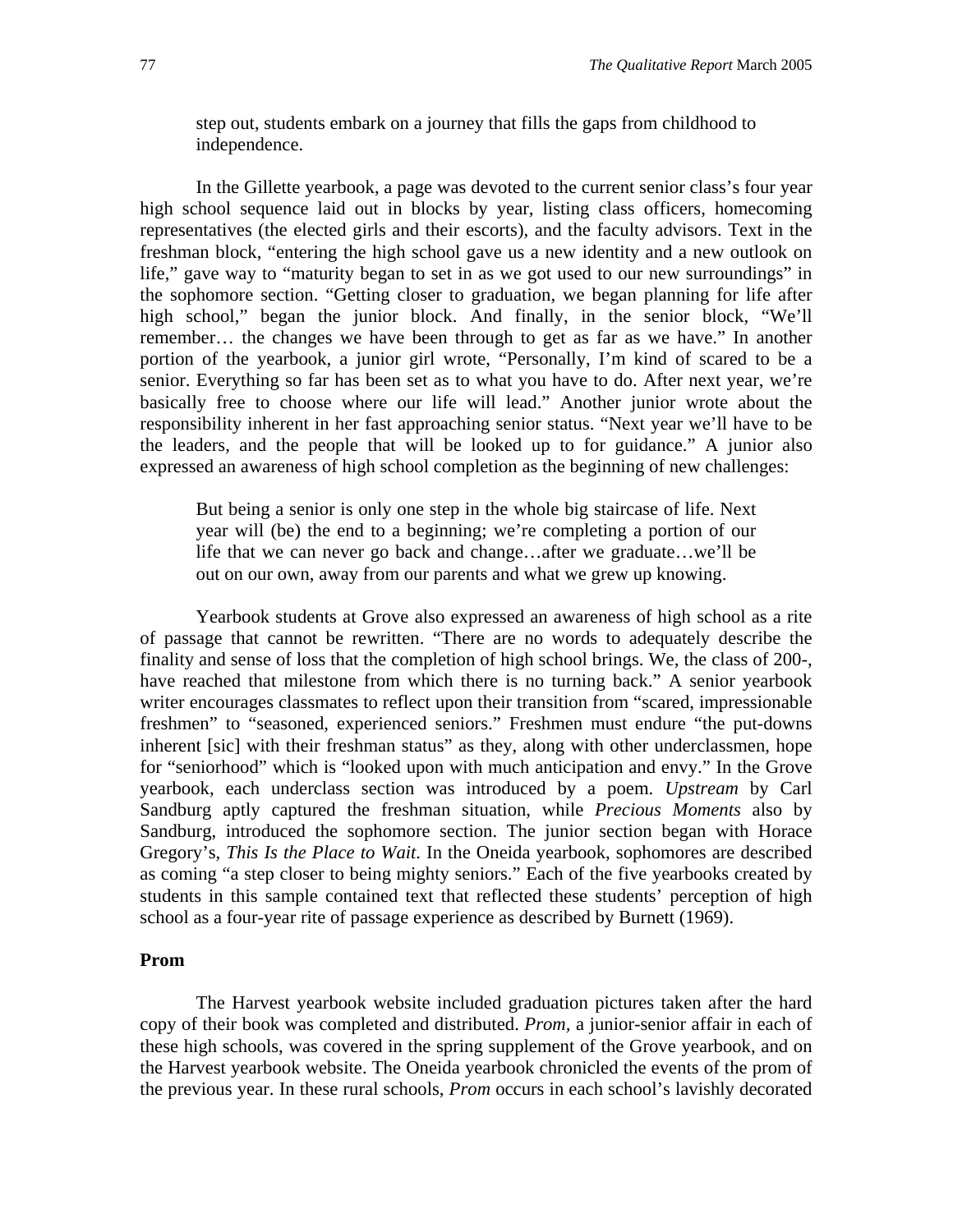> step out, students embark on a journey that fills the gaps from childhood to independence.

In the Gillette yearbook, a page was devoted to the current senior class's four year high school sequence laid out in blocks by year, listing class officers, homecoming representatives (the elected girls and their escorts), and the faculty advisors. Text in the freshman block, "entering the high school gave us a new identity and a new outlook on life," gave way to "maturity began to set in as we got used to our new surroundings" in the sophomore section. "Getting closer to graduation, we began planning for life after high school," began the junior block. And finally, in the senior block, "We'll remember… the changes we have been through to get as far as we have." In another portion of the yearbook, a junior girl wrote, "Personally, I'm kind of scared to be a senior. Everything so far has been set as to what you have to do. After next year, we're basically free to choose where our life will lead." Another junior wrote about the responsibility inherent in her fast approaching senior status. "Next year we'll have to be the leaders, and the people that will be looked up to for guidance." A junior also expressed an awareness of high school completion as the beginning of new challenges:

> But being a senior is only one step in the whole big staircase of life. Next year will (be) the end to a beginning; we're completing a portion of our life that we can never go back and change…after we graduate…we'll be out on our own, away from our parents and what we grew up knowing.

Yearbook students at Grove also expressed an awareness of high school as a rite of passage that cannot be rewritten. "There are no words to adequately describe the finality and sense of loss that the completion of high school brings. We, the class of 200-, have reached that milestone from which there is no turning back." A senior yearbook writer encourages classmates to reflect upon their transition from "scared, impressionable freshmen" to "seasoned, experienced seniors." Freshmen must endure "the put-downs inherent [sic] with their freshman status" as they, along with other underclassmen, hope for "seniorhood" which is "looked upon with much anticipation and envy." In the Grove yearbook, each underclass section was introduced by a poem. *Upstream* by Carl Sandburg aptly captured the freshman situation, while *Precious Moments* also by Sandburg, introduced the sophomore section. The junior section began with Horace Gregory's, *This Is the Place to Wait*. In the Oneida yearbook, sophomores are described as coming "a step closer to being mighty seniors." Each of the five yearbooks created by students in this sample contained text that reflected these students' perception of high school as a four-year rite of passage experience as described by Burnett (1969).

### Prom

The Harvest yearbook website included graduation pictures taken after the hard copy of their book was completed and distributed. *Prom*, a junior-senior affair in each of these high schools, was covered in the spring supplement of the Grove yearbook, and on the Harvest yearbook website. The Oneida yearbook chronicled the events of the prom of the previous year. In these rural schools, *Prom* occurs in each school's lavishly decorated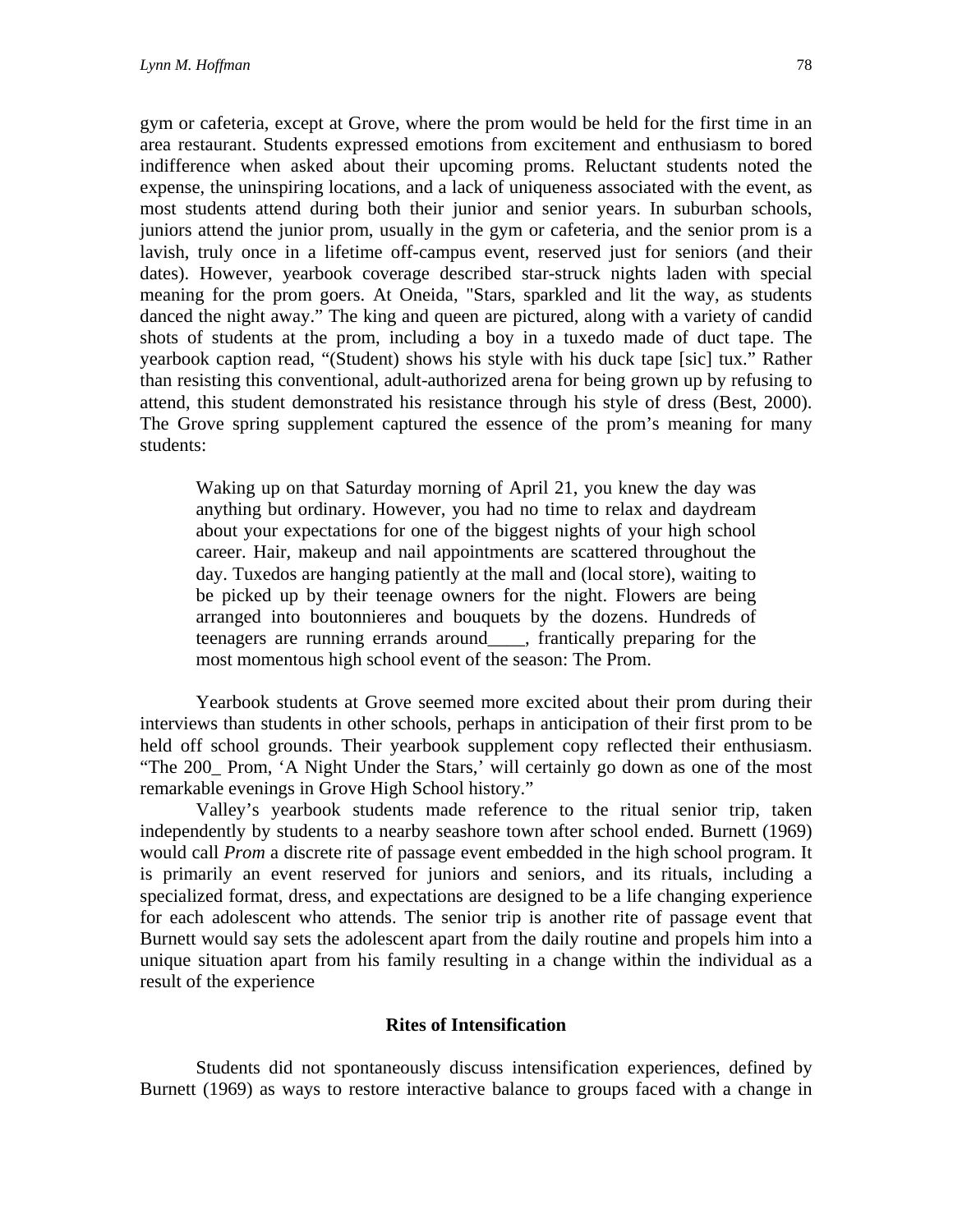gym or cafeteria, except at Grove, where the prom would be held for the first time in an area restaurant. Students expressed emotions from excitement and enthusiasm to bored indifference when asked about their upcoming proms. Reluctant students noted the expense, the uninspiring locations, and a lack of uniqueness associated with the event, as most students attend during both their junior and senior years. In suburban schools, juniors attend the junior prom, usually in the gym or cafeteria, and the senior prom is a lavish, truly once in a lifetime off-campus event, reserved just for seniors (and their dates). However, yearbook coverage described star-struck nights laden with special meaning for the prom goers. At Oneida, "Stars, sparkled and lit the way, as students danced the night away." The king and queen are pictured, along with a variety of candid shots of students at the prom, including a boy in a tuxedo made of duct tape. The yearbook caption read, "(Student) shows his style with his duck tape [sic] tux." Rather than resisting this conventional, adult-authorized arena for being grown up by refusing to attend, this student demonstrated his resistance through his style of dress (Best, 2000). The Grove spring supplement captured the essence of the prom's meaning for many students:

> Waking up on that Saturday morning of April 21, you knew the day was anything but ordinary. However, you had no time to relax and daydream about your expectations for one of the biggest nights of your high school career. Hair, makeup and nail appointments are scattered throughout the day. Tuxedos are hanging patiently at the mall and (local store), waiting to be picked up by their teenage owners for the night. Flowers are being arranged into boutonnieres and bouquets by the dozens. Hundreds of teenagers are running errands around____, frantically preparing for the most momentous high school event of the season: The Prom.

Yearbook students at Grove seemed more excited about their prom during their interviews than students in other schools, perhaps in anticipation of their first prom to be held off school grounds. Their yearbook supplement copy reflected their enthusiasm. "The 200_ Prom, 'A Night Under the Stars,' will certainly go down as one of the most remarkable evenings in Grove High School history."

Valley's yearbook students made reference to the ritual senior trip, taken independently by students to a nearby seashore town after school ended. Burnett (1969) would call *Prom* a discrete rite of passage event embedded in the high school program. It is primarily an event reserved for juniors and seniors, and its rituals, including a specialized format, dress, and expectations are designed to be a life changing experience for each adolescent who attends. The senior trip is another rite of passage event that Burnett would say sets the adolescent apart from the daily routine and propels him into a unique situation apart from his family resulting in a change within the individual as a result of the experience

### Rites of Intensification

Students did not spontaneously discuss intensification experiences, defined by Burnett (1969) as ways to restore interactive balance to groups faced with a change in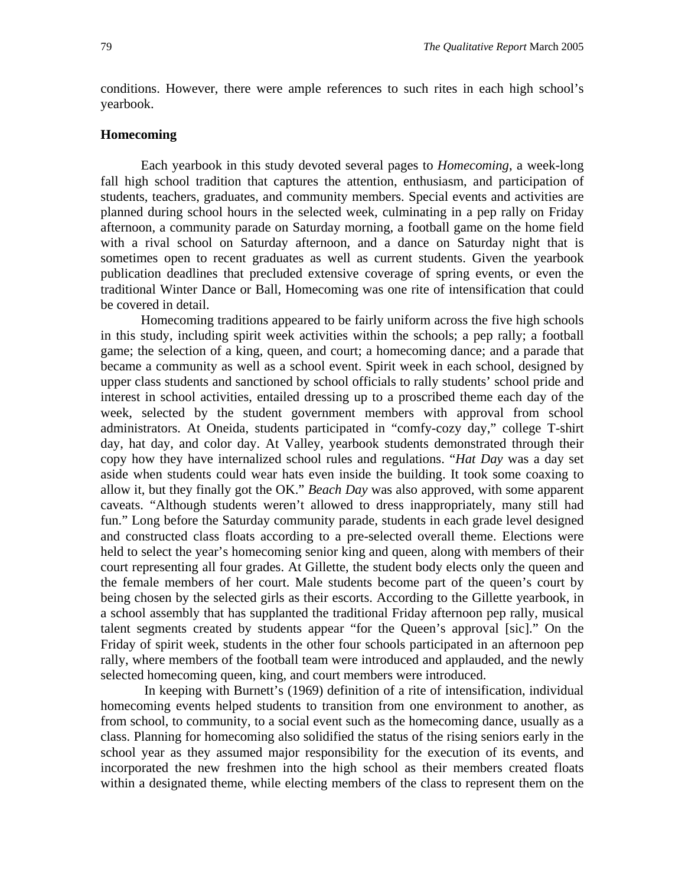conditions. However, there were ample references to such rites in each high school's yearbook.

**Homecoming**

Each yearbook in this study devoted several pages to *Homecoming*, a week-long fall high school tradition that captures the attention, enthusiasm, and participation of students, teachers, graduates, and community members. Special events and activities are planned during school hours in the selected week, culminating in a pep rally on Friday afternoon, a community parade on Saturday morning, a football game on the home field with a rival school on Saturday afternoon, and a dance on Saturday night that is sometimes open to recent graduates as well as current students. Given the yearbook publication deadlines that precluded extensive coverage of spring events, or even the traditional Winter Dance or Ball, Homecoming was one rite of intensification that could be covered in detail.

Homecoming traditions appeared to be fairly uniform across the five high schools in this study, including spirit week activities within the schools; a pep rally; a football game; the selection of a king, queen, and court; a homecoming dance; and a parade that became a community as well as a school event. Spirit week in each school, designed by upper class students and sanctioned by school officials to rally students' school pride and interest in school activities, entailed dressing up to a proscribed theme each day of the week, selected by the student government members with approval from school administrators. At Oneida, students participated in "comfy-cozy day," college T-shirt day, hat day, and color day. At Valley, yearbook students demonstrated through their copy how they have internalized school rules and regulations. "*Hat Day* was a day set aside when students could wear hats even inside the building. It took some coaxing to allow it, but they finally got the OK." *Beach Day* was also approved, with some apparent caveats. "Although students weren't allowed to dress inappropriately, many still had fun." Long before the Saturday community parade, students in each grade level designed and constructed class floats according to a pre-selected overall theme. Elections were held to select the year's homecoming senior king and queen, along with members of their court representing all four grades. At Gillette, the student body elects only the queen and the female members of her court. Male students become part of the queen's court by being chosen by the selected girls as their escorts. According to the Gillette yearbook, in a school assembly that has supplanted the traditional Friday afternoon pep rally, musical talent segments created by students appear "for the Queen's approval [sic]." On the Friday of spirit week, students in the other four schools participated in an afternoon pep rally, where members of the football team were introduced and applauded, and the newly selected homecoming queen, king, and court members were introduced.

In keeping with Burnett's (1969) definition of a rite of intensification, individual homecoming events helped students to transition from one environment to another, as from school, to community, to a social event such as the homecoming dance, usually as a class. Planning for homecoming also solidified the status of the rising seniors early in the school year as they assumed major responsibility for the execution of its events, and incorporated the new freshmen into the high school as their members created floats within a designated theme, while electing members of the class to represent them on the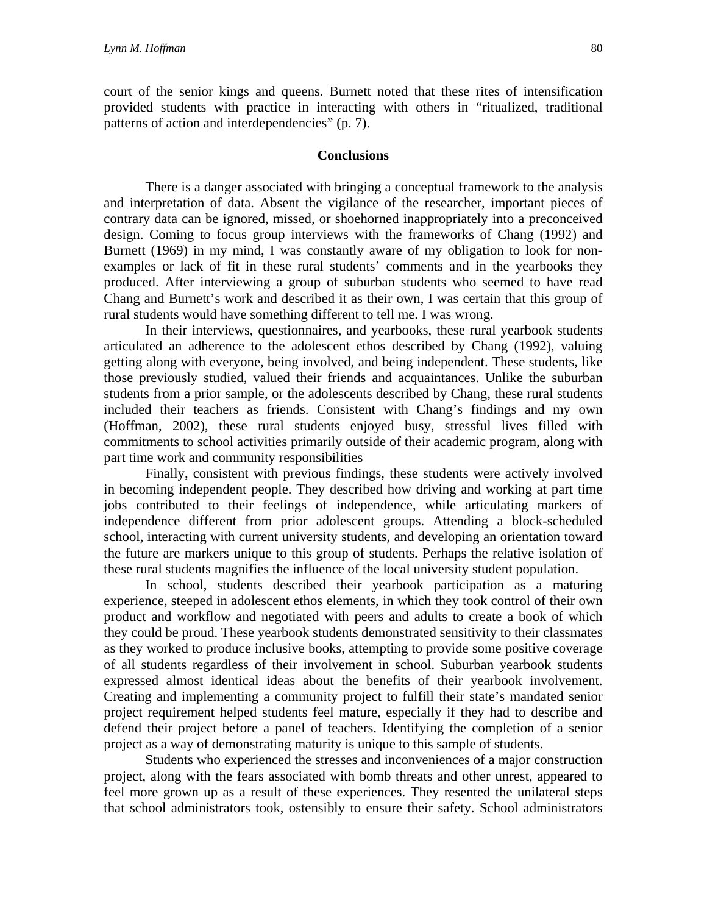court of the senior kings and queens. Burnett noted that these rites of intensification provided students with practice in interacting with others in "ritualized, traditional patterns of action and interdependencies" (p. 7).

## Conclusions

There is a danger associated with bringing a conceptual framework to the analysis and interpretation of data. Absent the vigilance of the researcher, important pieces of contrary data can be ignored, missed, or shoehorned inappropriately into a preconceived design. Coming to focus group interviews with the frameworks of Chang (1992) and Burnett (1969) in my mind, I was constantly aware of my obligation to look for non-examples or lack of fit in these rural students' comments and in the yearbooks they produced. After interviewing a group of suburban students who seemed to have read Chang and Burnett's work and described it as their own, I was certain that this group of rural students would have something different to tell me. I was wrong.

In their interviews, questionnaires, and yearbooks, these rural yearbook students articulated an adherence to the adolescent ethos described by Chang (1992), valuing getting along with everyone, being involved, and being independent. These students, like those previously studied, valued their friends and acquaintances. Unlike the suburban students from a prior sample, or the adolescents described by Chang, these rural students included their teachers as friends. Consistent with Chang's findings and my own (Hoffman, 2002), these rural students enjoyed busy, stressful lives filled with commitments to school activities primarily outside of their academic program, along with part time work and community responsibilities

Finally, consistent with previous findings, these students were actively involved in becoming independent people. They described how driving and working at part time jobs contributed to their feelings of independence, while articulating markers of independence different from prior adolescent groups. Attending a block-scheduled school, interacting with current university students, and developing an orientation toward the future are markers unique to this group of students. Perhaps the relative isolation of these rural students magnifies the influence of the local university student population.

In school, students described their yearbook participation as a maturing experience, steeped in adolescent ethos elements, in which they took control of their own product and workflow and negotiated with peers and adults to create a book of which they could be proud. These yearbook students demonstrated sensitivity to their classmates as they worked to produce inclusive books, attempting to provide some positive coverage of all students regardless of their involvement in school. Suburban yearbook students expressed almost identical ideas about the benefits of their yearbook involvement. Creating and implementing a community project to fulfill their state's mandated senior project requirement helped students feel mature, especially if they had to describe and defend their project before a panel of teachers. Identifying the completion of a senior project as a way of demonstrating maturity is unique to this sample of students.

Students who experienced the stresses and inconveniences of a major construction project, along with the fears associated with bomb threats and other unrest, appeared to feel more grown up as a result of these experiences. They resented the unilateral steps that school administrators took, ostensibly to ensure their safety. School administrators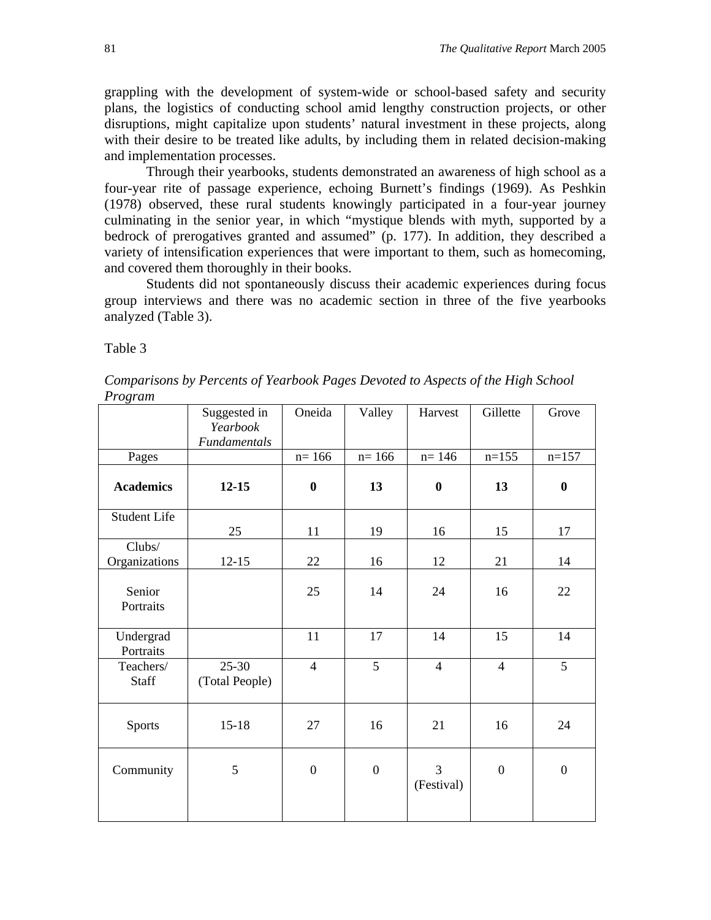grappling with the development of system-wide or school-based safety and security plans, the logistics of conducting school amid lengthy construction projects, or other disruptions, might capitalize upon students' natural investment in these projects, along with their desire to be treated like adults, by including them in related decision-making and implementation processes.

Through their yearbooks, students demonstrated an awareness of high school as a four-year rite of passage experience, echoing Burnett's findings (1969). As Peshkin (1978) observed, these rural students knowingly participated in a four-year journey culminating in the senior year, in which "mystique blends with myth, supported by a bedrock of prerogatives granted and assumed" (p. 177). In addition, they described a variety of intensification experiences that were important to them, such as homecoming, and covered them thoroughly in their books.

Students did not spontaneously discuss their academic experiences during focus group interviews and there was no academic section in three of the five yearbooks analyzed (Table 3).

Table 3

*Comparisons by Percents of Yearbook Pages Devoted to Aspects of the High School Program*

| | Suggested in *Yearbook Fundamentals* | Oneida | Valley | Harvest | Gillette | Grove |
|---|---|---|---|---|---|---|
| Pages | | n= 166 | n= 166 | n= 146 | n=155 | n=157 |
| **Academics** | **12-15** | **0** | **13** | **0** | **13** | **0** |
| Student Life | 25 | 11 | 19 | 16 | 15 | 17 |
| Clubs/ Organizations | 12-15 | 22 | 16 | 12 | 21 | 14 |
| Senior Portraits | | 25 | 14 | 24 | 16 | 22 |
| Undergrad Portraits | | 11 | 17 | 14 | 15 | 14 |
| Teachers/ Staff | 25-30 (Total People) | 4 | 5 | 4 | 4 | 5 |
| Sports | 15-18 | 27 | 16 | 21 | 16 | 24 |
| Community | 5 | 0 | 0 | 3 (Festival) | 0 | 0 |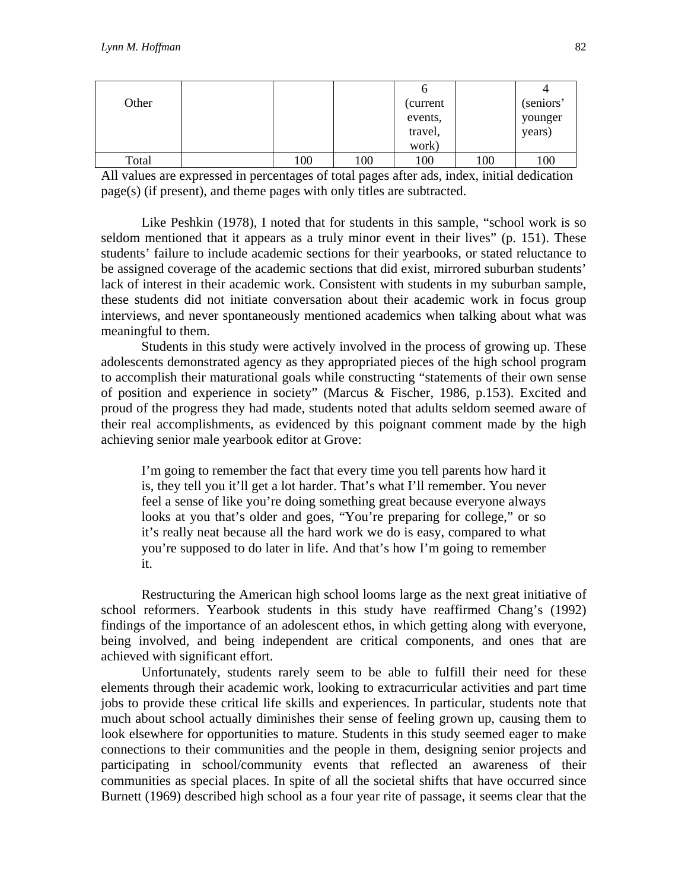| Other | | | | 6 (current events, travel, work) | | 4 (seniors' younger years) |
|---|---|---|---|---|---|---|
| Total | | 100 | 100 | 100 | 100 | 100 |

All values are expressed in percentages of total pages after ads, index, initial dedication page(s) (if present), and theme pages with only titles are subtracted.

Like Peshkin (1978), I noted that for students in this sample, "school work is so seldom mentioned that it appears as a truly minor event in their lives" (p. 151). These students' failure to include academic sections for their yearbooks, or stated reluctance to be assigned coverage of the academic sections that did exist, mirrored suburban students' lack of interest in their academic work. Consistent with students in my suburban sample, these students did not initiate conversation about their academic work in focus group interviews, and never spontaneously mentioned academics when talking about what was meaningful to them.

Students in this study were actively involved in the process of growing up. These adolescents demonstrated agency as they appropriated pieces of the high school program to accomplish their maturational goals while constructing "statements of their own sense of position and experience in society" (Marcus & Fischer, 1986, p.153). Excited and proud of the progress they had made, students noted that adults seldom seemed aware of their real accomplishments, as evidenced by this poignant comment made by the high achieving senior male yearbook editor at Grove:

> I'm going to remember the fact that every time you tell parents how hard it is, they tell you it'll get a lot harder. That's what I'll remember. You never feel a sense of like you're doing something great because everyone always looks at you that's older and goes, "You're preparing for college," or so it's really neat because all the hard work we do is easy, compared to what you're supposed to do later in life. And that's how I'm going to remember it.

Restructuring the American high school looms large as the next great initiative of school reformers. Yearbook students in this study have reaffirmed Chang's (1992) findings of the importance of an adolescent ethos, in which getting along with everyone, being involved, and being independent are critical components, and ones that are achieved with significant effort.

Unfortunately, students rarely seem to be able to fulfill their need for these elements through their academic work, looking to extracurricular activities and part time jobs to provide these critical life skills and experiences. In particular, students note that much about school actually diminishes their sense of feeling grown up, causing them to look elsewhere for opportunities to mature. Students in this study seemed eager to make connections to their communities and the people in them, designing senior projects and participating in school/community events that reflected an awareness of their communities as special places. In spite of all the societal shifts that have occurred since Burnett (1969) described high school as a four year rite of passage, it seems clear that the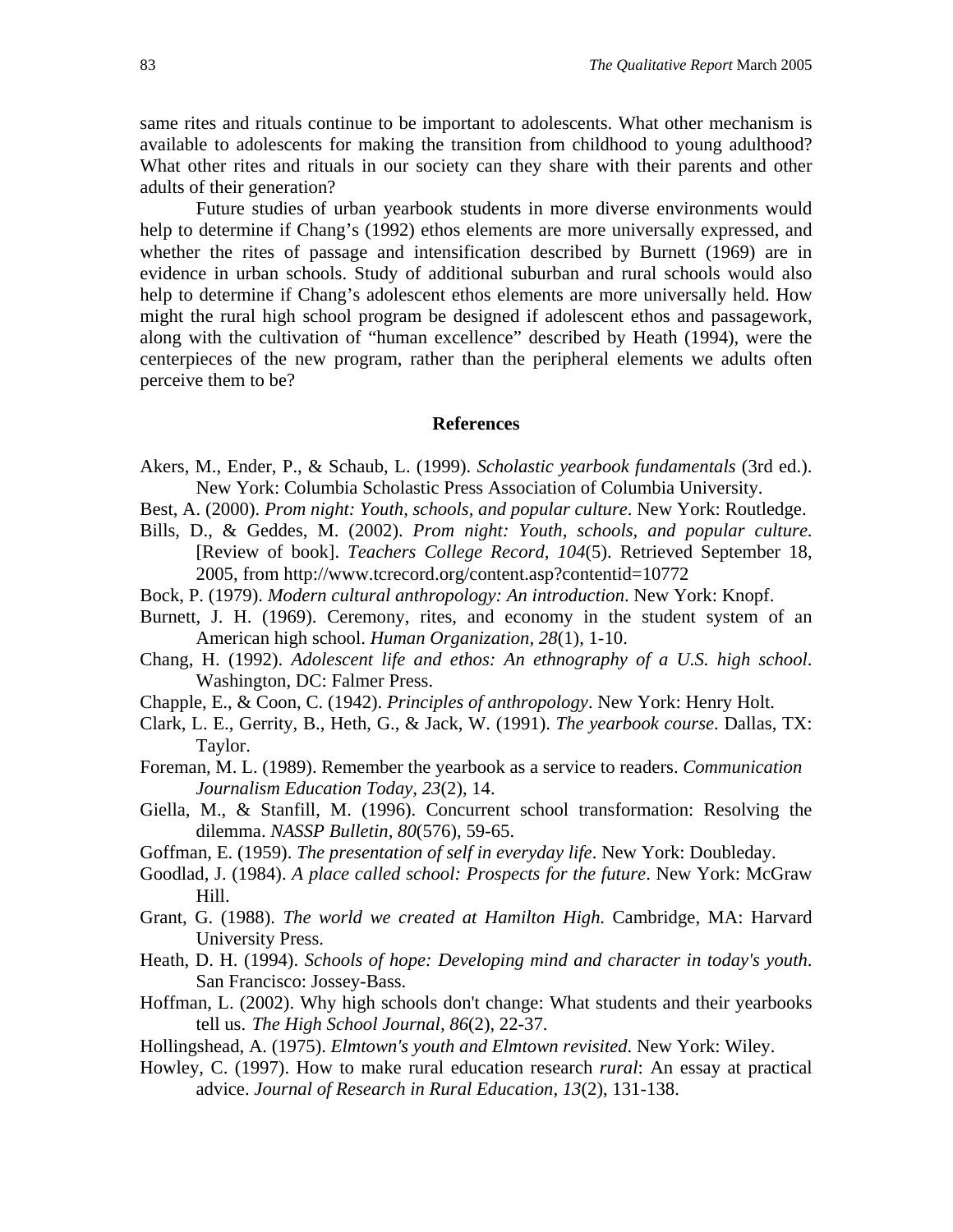same rites and rituals continue to be important to adolescents. What other mechanism is available to adolescents for making the transition from childhood to young adulthood? What other rites and rituals in our society can they share with their parents and other adults of their generation?

Future studies of urban yearbook students in more diverse environments would help to determine if Chang's (1992) ethos elements are more universally expressed, and whether the rites of passage and intensification described by Burnett (1969) are in evidence in urban schools. Study of additional suburban and rural schools would also help to determine if Chang's adolescent ethos elements are more universally held. How might the rural high school program be designed if adolescent ethos and passagework, along with the cultivation of "human excellence" described by Heath (1994), were the centerpieces of the new program, rather than the peripheral elements we adults often perceive them to be?

## References

Akers, M., Ender, P., & Schaub, L. (1999). *Scholastic yearbook fundamentals* (3rd ed.). New York: Columbia Scholastic Press Association of Columbia University.

Best, A. (2000). *Prom night: Youth, schools, and popular culture*. New York: Routledge.

Bills, D., & Geddes, M. (2002). *Prom night: Youth, schools, and popular culture*. [Review of book]. *Teachers College Record, 104*(5). Retrieved September 18, 2005, from http://www.tcrecord.org/content.asp?contentid=10772

Bock, P. (1979). *Modern cultural anthropology: An introduction*. New York: Knopf.

Burnett, J. H. (1969). Ceremony, rites, and economy in the student system of an American high school. *Human Organization, 28*(1), 1-10.

Chang, H. (1992). *Adolescent life and ethos: An ethnography of a U.S. high school*. Washington, DC: Falmer Press.

Chapple, E., & Coon, C. (1942). *Principles of anthropology*. New York: Henry Holt.

Clark, L. E., Gerrity, B., Heth, G., & Jack, W. (1991). *The yearbook course*. Dallas, TX: Taylor.

Foreman, M. L. (1989). Remember the yearbook as a service to readers. *Communication Journalism Education Today, 23*(2), 14.

Giella, M., & Stanfill, M. (1996). Concurrent school transformation: Resolving the dilemma. *NASSP Bulletin, 80*(576), 59-65.

Goffman, E. (1959). *The presentation of self in everyday life*. New York: Doubleday.

Goodlad, J. (1984). *A place called school: Prospects for the future*. New York: McGraw Hill.

Grant, G. (1988). *The world we created at Hamilton High.* Cambridge, MA: Harvard University Press.

Heath, D. H. (1994). *Schools of hope: Developing mind and character in today's youth*. San Francisco: Jossey-Bass.

Hoffman, L. (2002). Why high schools don't change: What students and their yearbooks tell us. *The High School Journal, 86*(2), 22-37.

Hollingshead, A. (1975). *Elmtown's youth and Elmtown revisited*. New York: Wiley.

Howley, C. (1997). How to make rural education research *rural*: An essay at practical advice. *Journal of Research in Rural Education, 13*(2), 131-138.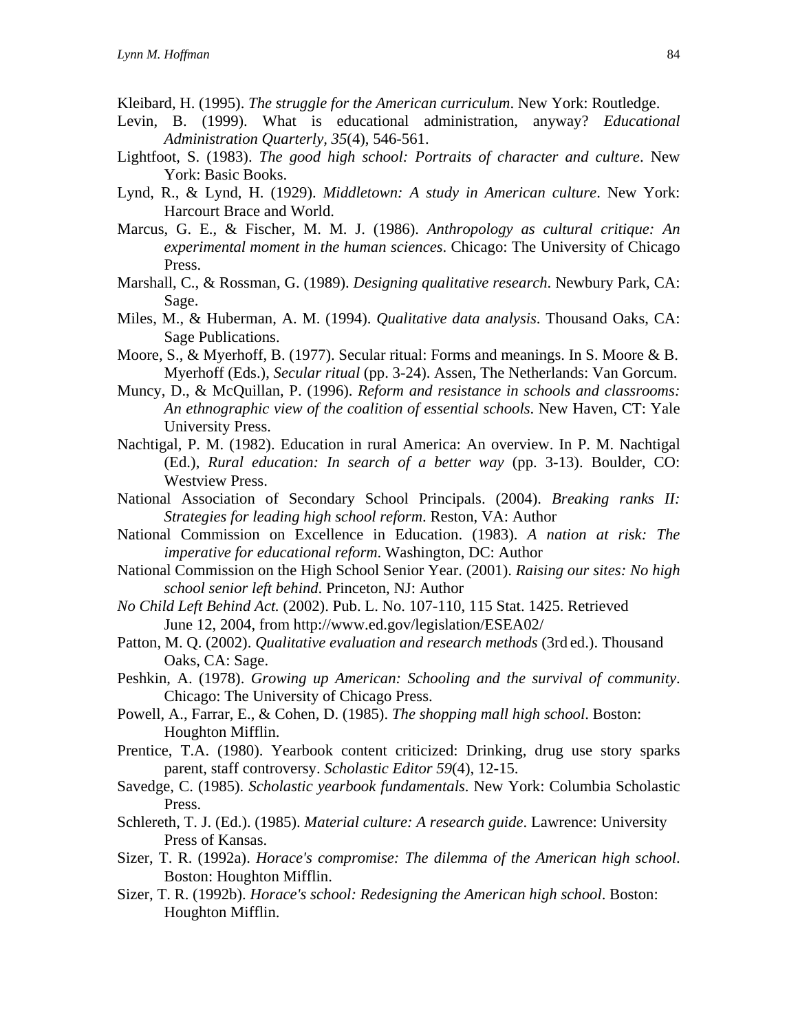Kleibard, H. (1995). *The struggle for the American curriculum*. New York: Routledge.

Levin, B. (1999). What is educational administration, anyway? *Educational Administration Quarterly, 35*(4), 546-561.

Lightfoot, S. (1983). *The good high school: Portraits of character and culture*. New York: Basic Books.

Lynd, R., & Lynd, H. (1929). *Middletown: A study in American culture*. New York: Harcourt Brace and World.

Marcus, G. E., & Fischer, M. M. J. (1986). *Anthropology as cultural critique: An experimental moment in the human sciences*. Chicago: The University of Chicago Press.

Marshall, C., & Rossman, G. (1989). *Designing qualitative research*. Newbury Park, CA: Sage.

Miles, M., & Huberman, A. M. (1994). *Qualitative data analysis*. Thousand Oaks, CA: Sage Publications.

Moore, S., & Myerhoff, B. (1977). Secular ritual: Forms and meanings. In S. Moore & B. Myerhoff (Eds.), *Secular ritual* (pp. 3-24). Assen, The Netherlands: Van Gorcum.

Muncy, D., & McQuillan, P. (1996). *Reform and resistance in schools and classrooms: An ethnographic view of the coalition of essential schools*. New Haven, CT: Yale University Press.

Nachtigal, P. M. (1982). Education in rural America: An overview. In P. M. Nachtigal (Ed.), *Rural education: In search of a better way* (pp. 3-13). Boulder, CO: Westview Press.

National Association of Secondary School Principals. (2004). *Breaking ranks II: Strategies for leading high school reform*. Reston, VA: Author

National Commission on Excellence in Education. (1983). *A nation at risk: The imperative for educational reform*. Washington, DC: Author

National Commission on the High School Senior Year. (2001). *Raising our sites: No high school senior left behind*. Princeton, NJ: Author

*No Child Left Behind Act.* (2002). Pub. L. No. 107-110, 115 Stat. 1425. Retrieved June 12, 2004, from http://www.ed.gov/legislation/ESEA02/

Patton, M. Q. (2002). *Qualitative evaluation and research methods* (3rd ed.). Thousand Oaks, CA: Sage.

Peshkin, A. (1978). *Growing up American: Schooling and the survival of community*. Chicago: The University of Chicago Press.

Powell, A., Farrar, E., & Cohen, D. (1985). *The shopping mall high school*. Boston: Houghton Mifflin.

Prentice, T.A. (1980). Yearbook content criticized: Drinking, drug use story sparks parent, staff controversy. *Scholastic Editor 59*(4), 12-15.

Savedge, C. (1985). *Scholastic yearbook fundamentals*. New York: Columbia Scholastic Press.

Schlereth, T. J. (Ed.). (1985). *Material culture: A research guide*. Lawrence: University Press of Kansas.

Sizer, T. R. (1992a). *Horace's compromise: The dilemma of the American high school*. Boston: Houghton Mifflin.

Sizer, T. R. (1992b). *Horace's school: Redesigning the American high school*. Boston: Houghton Mifflin.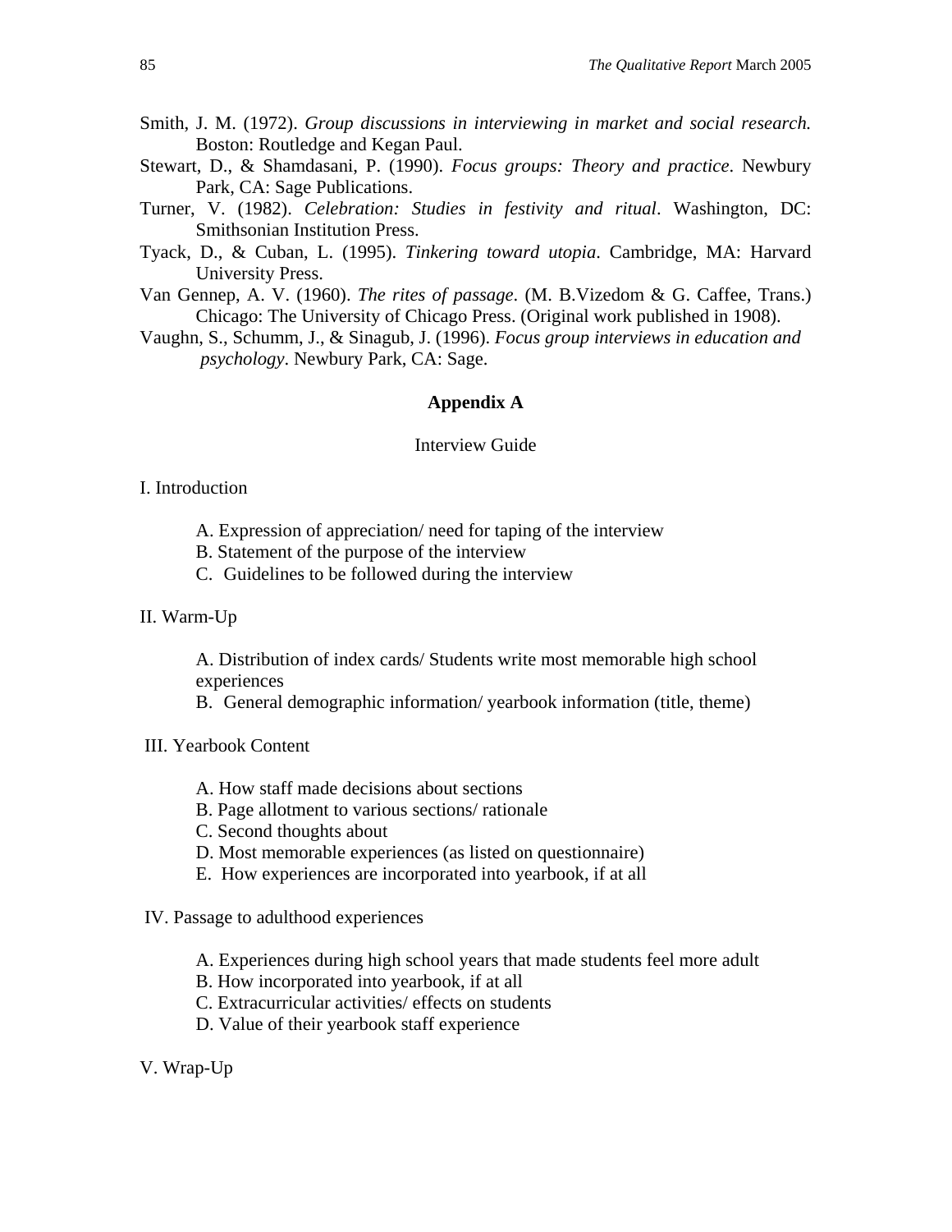Smith, J. M. (1972). *Group discussions in interviewing in market and social research.* Boston: Routledge and Kegan Paul.

Stewart, D., & Shamdasani, P. (1990). *Focus groups: Theory and practice*. Newbury Park, CA: Sage Publications.

Turner, V. (1982). *Celebration: Studies in festivity and ritual*. Washington, DC: Smithsonian Institution Press.

Tyack, D., & Cuban, L. (1995). *Tinkering toward utopia*. Cambridge, MA: Harvard University Press.

Van Gennep, A. V. (1960). *The rites of passage*. (M. B.Vizedom & G. Caffee, Trans.) Chicago: The University of Chicago Press. (Original work published in 1908).

Vaughn, S., Schumm, J., & Sinagub, J. (1996). *Focus group interviews in education and psychology*. Newbury Park, CA: Sage.

## Appendix A

Interview Guide

I. Introduction

- A. Expression of appreciation/ need for taping of the interview
- B. Statement of the purpose of the interview
- C. Guidelines to be followed during the interview

II. Warm-Up

- A. Distribution of index cards/ Students write most memorable high school experiences
- B. General demographic information/ yearbook information (title, theme)

III. Yearbook Content

- A. How staff made decisions about sections
- B. Page allotment to various sections/ rationale
- C. Second thoughts about
- D. Most memorable experiences (as listed on questionnaire)
- E. How experiences are incorporated into yearbook, if at all

IV. Passage to adulthood experiences

- A. Experiences during high school years that made students feel more adult
- B. How incorporated into yearbook, if at all
- C. Extracurricular activities/ effects on students
- D. Value of their yearbook staff experience

V. Wrap-Up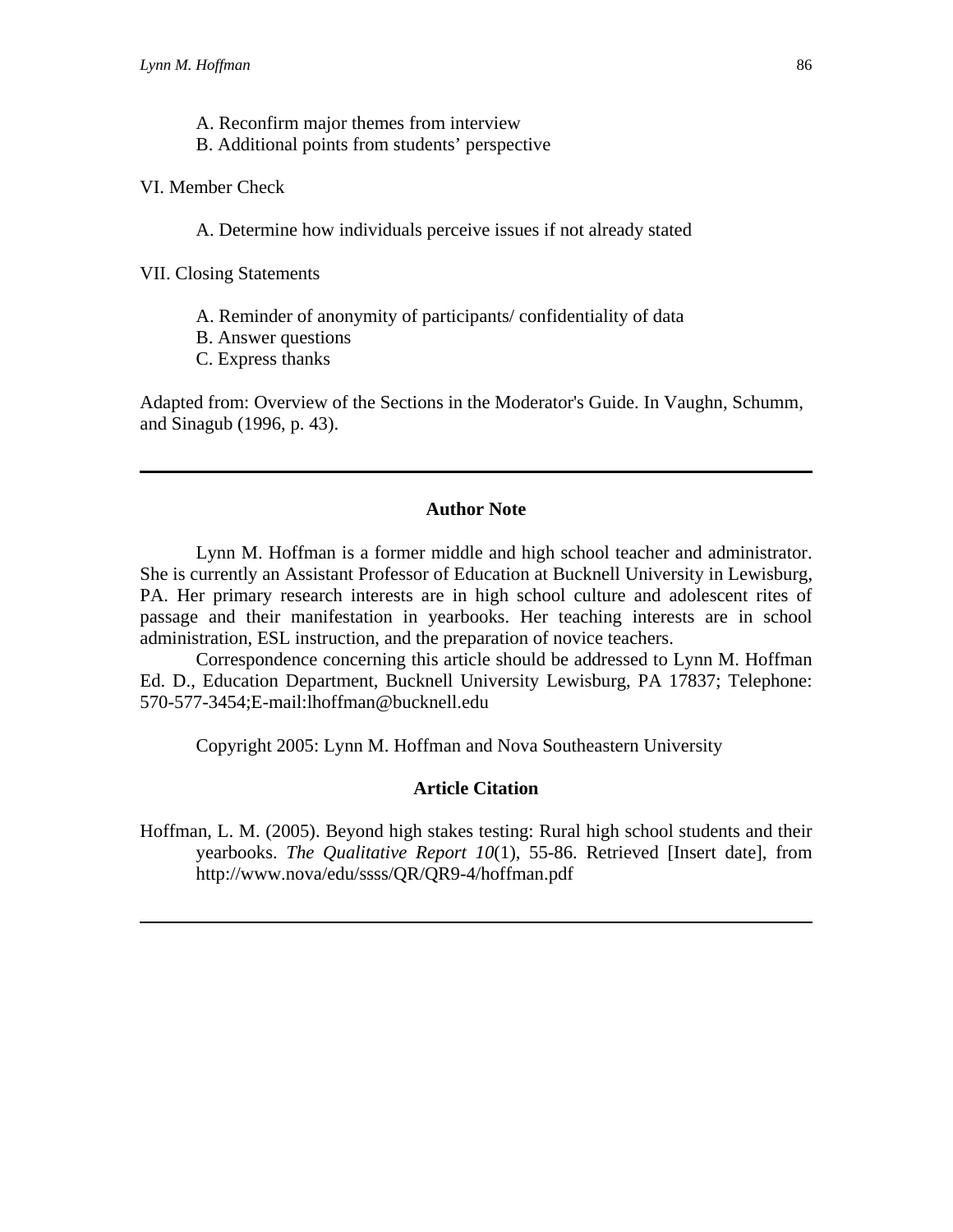A. Reconfirm major themes from interview
B. Additional points from students' perspective

VI. Member Check

A. Determine how individuals perceive issues if not already stated

VII. Closing Statements

A. Reminder of anonymity of participants/ confidentiality of data
B. Answer questions
C. Express thanks

Adapted from: Overview of the Sections in the Moderator's Guide. In Vaughn, Schumm, and Sinagub (1996, p. 43).

---

## Author Note

Lynn M. Hoffman is a former middle and high school teacher and administrator. She is currently an Assistant Professor of Education at Bucknell University in Lewisburg, PA. Her primary research interests are in high school culture and adolescent rites of passage and their manifestation in yearbooks. Her teaching interests are in school administration, ESL instruction, and the preparation of novice teachers.

Correspondence concerning this article should be addressed to Lynn M. Hoffman Ed. D., Education Department, Bucknell University Lewisburg, PA 17837; Telephone: 570-577-3454;E-mail:lhoffman@bucknell.edu

Copyright 2005: Lynn M. Hoffman and Nova Southeastern University

## Article Citation

Hoffman, L. M. (2005). Beyond high stakes testing: Rural high school students and their yearbooks. *The Qualitative Report 10*(1), 55-86. Retrieved [Insert date], from http://www.nova/edu/ssss/QR/QR9-4/hoffman.pdf

---